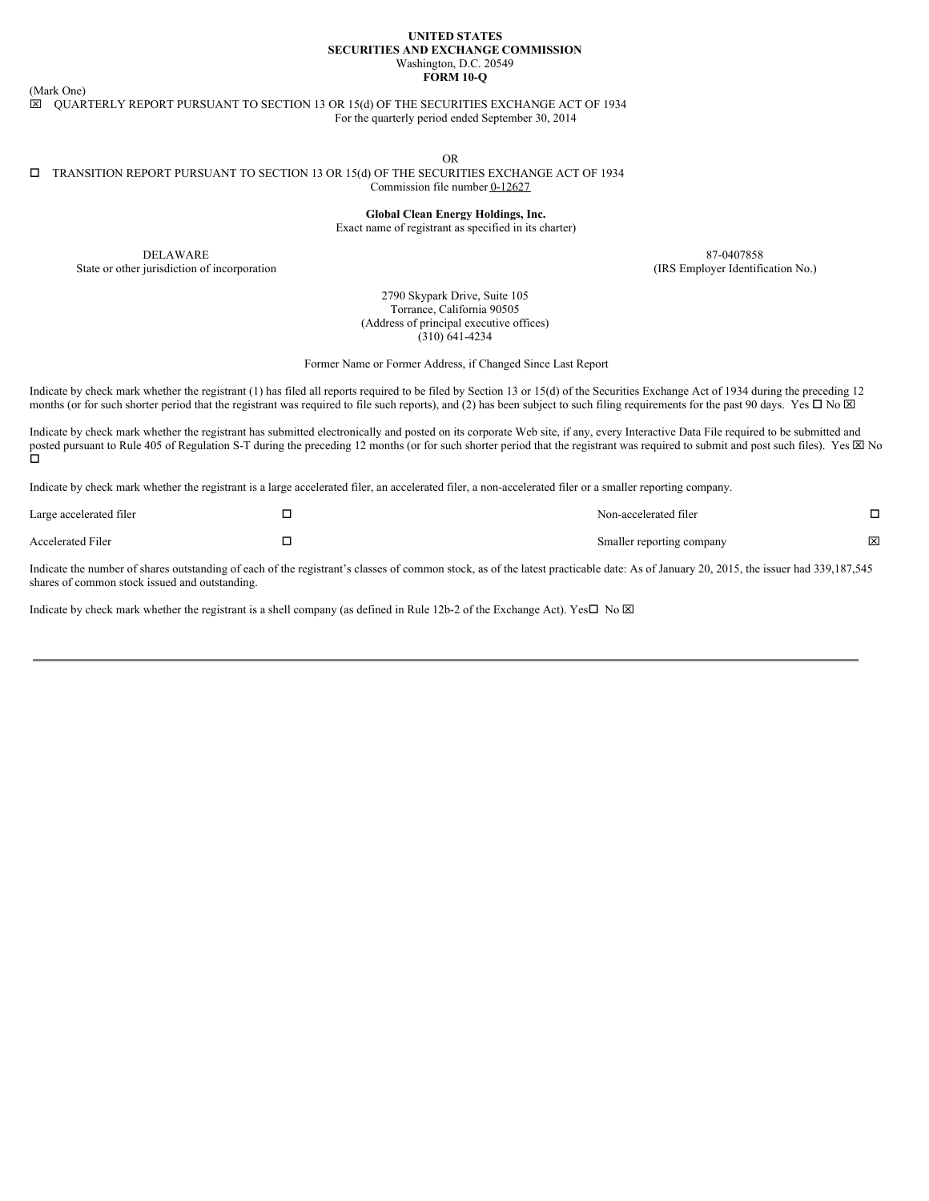**UNITED STATES**
**SECURITIES AND EXCHANGE COMMISSION**
Washington, D.C. 20549
**FORM 10-Q**

(Mark One)

☒ QUARTERLY REPORT PURSUANT TO SECTION 13 OR 15(d) OF THE SECURITIES EXCHANGE ACT OF 1934
For the quarterly period ended September 30, 2014

OR

☐ TRANSITION REPORT PURSUANT TO SECTION 13 OR 15(d) OF THE SECURITIES EXCHANGE ACT OF 1934
Commission file number 0-12627

**Global Clean Energy Holdings, Inc.**
Exact name of registrant as specified in its charter)

| DELAWARE | 87-0407858 |
|---|---|
| State or other jurisdiction of incorporation | (IRS Employer Identification No.) |

2790 Skypark Drive, Suite 105
Torrance, California 90505
(Address of principal executive offices)
(310) 641-4234

Former Name or Former Address, if Changed Since Last Report

Indicate by check mark whether the registrant (1) has filed all reports required to be filed by Section 13 or 15(d) of the Securities Exchange Act of 1934 during the preceding 12 months (or for such shorter period that the registrant was required to file such reports), and (2) has been subject to such filing requirements for the past 90 days. Yes ☐ No ☒

Indicate by check mark whether the registrant has submitted electronically and posted on its corporate Web site, if any, every Interactive Data File required to be submitted and posted pursuant to Rule 405 of Regulation S-T during the preceding 12 months (or for such shorter period that the registrant was required to submit and post such files). Yes ☒ No ☐

Indicate by check mark whether the registrant is a large accelerated filer, an accelerated filer, a non-accelerated filer or a smaller reporting company.

| Large accelerated filer | ☐ | Non-accelerated filer | ☐ |
|---|---|---|---|
| Accelerated Filer | ☐ | Smaller reporting company | ☒ |

Indicate the number of shares outstanding of each of the registrant's classes of common stock, as of the latest practicable date: As of January 20, 2015, the issuer had 339,187,545 shares of common stock issued and outstanding.

Indicate by check mark whether the registrant is a shell company (as defined in Rule 12b-2 of the Exchange Act). Yes☐ No ☒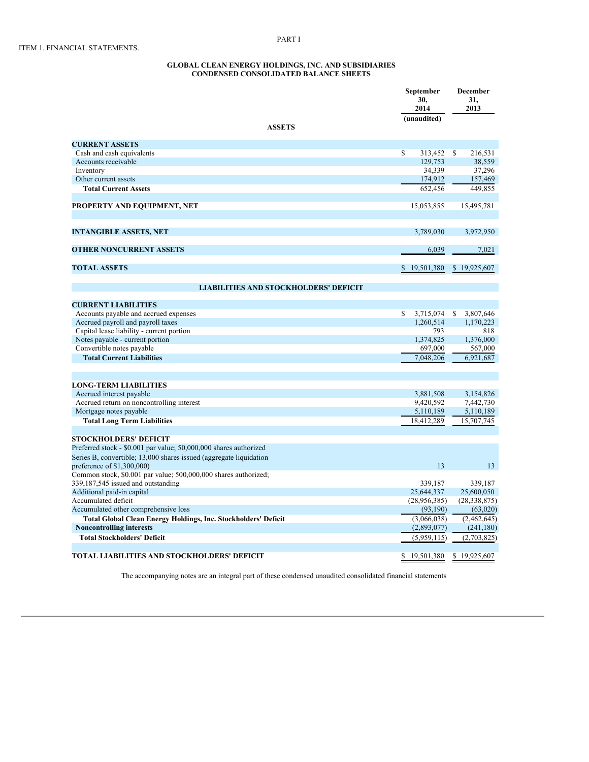PART I

ITEM 1. FINANCIAL STATEMENTS.

**GLOBAL CLEAN ENERGY HOLDINGS, INC. AND SUBSIDIARIES**
**CONDENSED CONSOLIDATED BALANCE SHEETS**

| | September 30, 2014 (unaudited) | December 31, 2013 |
|---|---|---|
| **ASSETS** | | |
| **CURRENT ASSETS** | | |
| Cash and cash equivalents | $ 313,452 | $ 216,531 |
| Accounts receivable | 129,753 | 38,559 |
| Inventory | 34,339 | 37,296 |
| Other current assets | 174,912 | 157,469 |
| **Total Current Assets** | 652,456 | 449,855 |
| | | |
| **PROPERTY AND EQUIPMENT, NET** | 15,053,855 | 15,495,781 |
| | | |
| **INTANGIBLE ASSETS, NET** | 3,789,030 | 3,972,950 |
| | | |
| **OTHER NONCURRENT ASSETS** | 6,039 | 7,021 |
| | | |
| **TOTAL ASSETS** | $ 19,501,380 | $ 19,925,607 |
| | | |
| **LIABILITIES AND STOCKHOLDERS' DEFICIT** | | |
| **CURRENT LIABILITIES** | | |
| Accounts payable and accrued expenses | $ 3,715,074 | $ 3,807,646 |
| Accrued payroll and payroll taxes | 1,260,514 | 1,170,223 |
| Capital lease liability - current portion | 793 | 818 |
| Notes payable - current portion | 1,374,825 | 1,376,000 |
| Convertible notes payable | 697,000 | 567,000 |
| **Total Current Liabilities** | 7,048,206 | 6,921,687 |
| | | |
| **LONG-TERM LIABILITIES** | | |
| Accrued interest payable | 3,881,508 | 3,154,826 |
| Accrued return on noncontrolling interest | 9,420,592 | 7,442,730 |
| Mortgage notes payable | 5,110,189 | 5,110,189 |
| **Total Long Term Liabilities** | 18,412,289 | 15,707,745 |
| | | |
| **STOCKHOLDERS' DEFICIT** | | |
| Preferred stock - $0.001 par value; 50,000,000 shares authorized Series B, convertible; 13,000 shares issued (aggregate liquidation preference of $1,300,000) | 13 | 13 |
| Common stock, $0.001 par value; 500,000,000 shares authorized; 339,187,545 issued and outstanding | 339,187 | 339,187 |
| Additional paid-in capital | 25,644,337 | 25,600,050 |
| Accumulated deficit | (28,956,385) | (28,338,875) |
| Accumulated other comprehensive loss | (93,190) | (63,020) |
| **Total Global Clean Energy Holdings, Inc. Stockholders' Deficit** | (3,066,038) | (2,462,645) |
| **Noncontrolling interests** | (2,893,077) | (241,180) |
| **Total Stockholders' Deficit** | (5,959,115) | (2,703,825) |
| | | |
| **TOTAL LIABILITIES AND STOCKHOLDERS' DEFICIT** | $ 19,501,380 | $ 19,925,607 |

The accompanying notes are an integral part of these condensed unaudited consolidated financial statements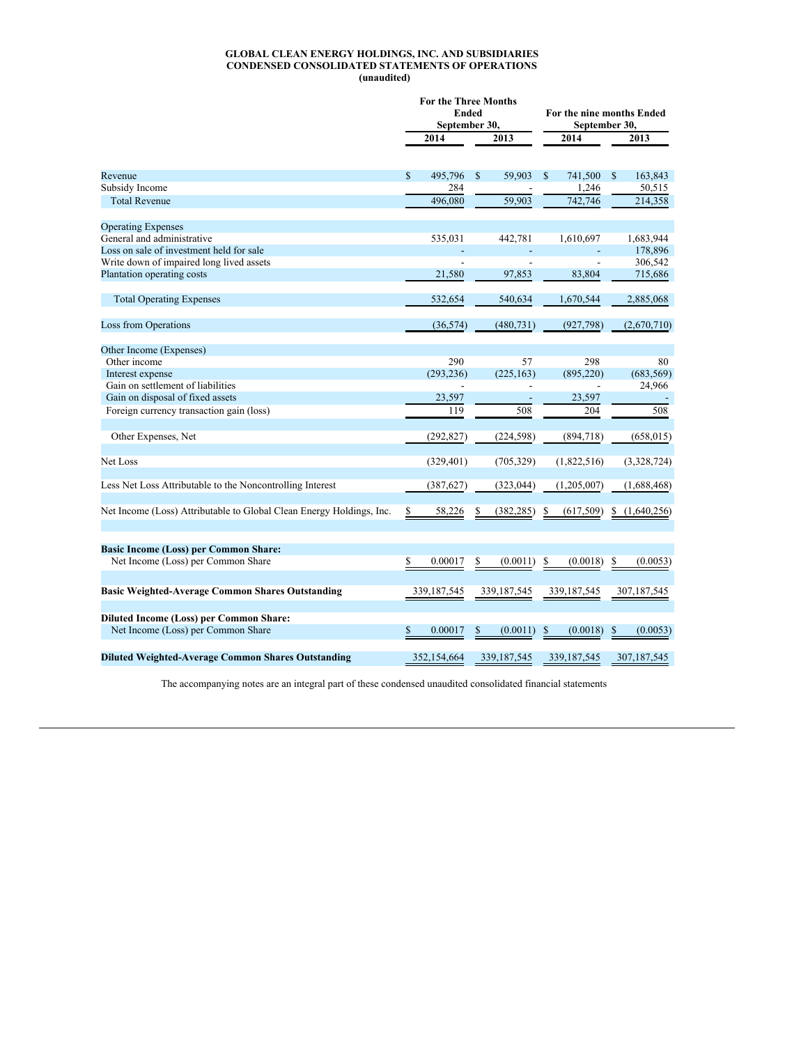**GLOBAL CLEAN ENERGY HOLDINGS, INC. AND SUBSIDIARIES**
**CONDENSED CONSOLIDATED STATEMENTS OF OPERATIONS**
**(unaudited)**

| | For the Three Months Ended September 30, | | For the nine months Ended September 30, | |
|---|---|---|---|---|
| | 2014 | 2013 | 2014 | 2013 |
| Revenue | $ 495,796 | $ 59,903 | $ 741,500 | $ 163,843 |
| Subsidy Income | 284 | - | 1,246 | 50,515 |
| Total Revenue | 496,080 | 59,903 | 742,746 | 214,358 |
| Operating Expenses | | | | |
| General and administrative | 535,031 | 442,781 | 1,610,697 | 1,683,944 |
| Loss on sale of investment held for sale | - | - | - | 178,896 |
| Write down of impaired long lived assets | - | - | - | 306,542 |
| Plantation operating costs | 21,580 | 97,853 | 83,804 | 715,686 |
| Total Operating Expenses | 532,654 | 540,634 | 1,670,544 | 2,885,068 |
| Loss from Operations | (36,574) | (480,731) | (927,798) | (2,670,710) |
| Other Income (Expenses) | | | | |
| Other income | 290 | 57 | 298 | 80 |
| Interest expense | (293,236) | (225,163) | (895,220) | (683,569) |
| Gain on settlement of liabilities | - | - | - | 24,966 |
| Gain on disposal of fixed assets | 23,597 | - | 23,597 | - |
| Foreign currency transaction gain (loss) | 119 | 508 | 204 | 508 |
| Other Expenses, Net | (292,827) | (224,598) | (894,718) | (658,015) |
| Net Loss | (329,401) | (705,329) | (1,822,516) | (3,328,724) |
| Less Net Loss Attributable to the Noncontrolling Interest | (387,627) | (323,044) | (1,205,007) | (1,688,468) |
| Net Income (Loss) Attributable to Global Clean Energy Holdings, Inc. | $ 58,226 | $ (382,285) | $ (617,509) | $ (1,640,256) |
| **Basic Income (Loss) per Common Share:** | | | | |
| Net Income (Loss) per Common Share | $ 0.00017 | $ (0.0011) | $ (0.0018) | $ (0.0053) |
| **Basic Weighted-Average Common Shares Outstanding** | 339,187,545 | 339,187,545 | 339,187,545 | 307,187,545 |
| **Diluted Income (Loss) per Common Share:** | | | | |
| Net Income (Loss) per Common Share | $ 0.00017 | $ (0.0011) | $ (0.0018) | $ (0.0053) |
| **Diluted Weighted-Average Common Shares Outstanding** | 352,154,664 | 339,187,545 | 339,187,545 | 307,187,545 |

The accompanying notes are an integral part of these condensed unaudited consolidated financial statements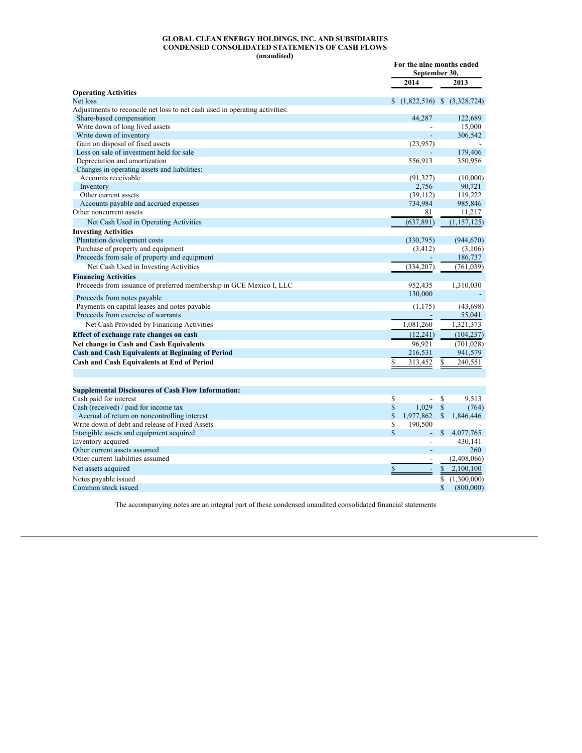**GLOBAL CLEAN ENERGY HOLDINGS, INC. AND SUBSIDIARIES**
**CONDENSED CONSOLIDATED STATEMENTS OF CASH FLOWS**
**(unaudited)**

| | For the nine months ended September 30, | |
|---|---|---|
| | 2014 | 2013 |
| **Operating Activities** | | |
| Net loss | $ (1,822,516) | $ (3,328,724) |
| Adjustments to reconcile net loss to net cash used in operating activities: | | |
| Share-based compensation | 44,287 | 122,689 |
| Write down of long lived assets | - | 15,000 |
| Write down of inventory | - | 306,542 |
| Gain on disposal of fixed assets | (23,957) | - |
| Loss on sale of investment held for sale | - | 179,406 |
| Depreciation and amortization | 556,913 | 350,956 |
| Changes in operating assets and liabilities: | | |
| Accounts receivable | (91,327) | (10,000) |
| Inventory | 2,756 | 90,721 |
| Other current assets | (39,112) | 119,222 |
| Accounts payable and accrued expenses | 734,984 | 985,846 |
| Other noncurrent assets | 81 | 11,217 |
| Net Cash Used in Operating Activities | (637,891) | (1,157,125) |
| **Investing Activities** | | |
| Plantation development costs | (330,795) | (944,670) |
| Purchase of property and equipment | (3,412) | (3,106) |
| Proceeds from sale of property and equipment | - | 186,737 |
| Net Cash Used in Investing Activities | (334,207) | (761,039) |
| **Financing Activities** | | |
| Proceeds from issuance of preferred membership in GCE Mexico I, LLC | 952,435 | 1,310,030 |
| Proceeds from notes payable | 130,000 | - |
| Payments on capital leases and notes payable | (1,175) | (43,698) |
| Proceeds from exercise of warrants | - | 55,041 |
| Net Cash Provided by Financing Activities | 1,081,260 | 1,321,373 |
| **Effect of exchange rate changes on cash** | (12,241) | (104,237) |
| **Net change in Cash and Cash Equivalents** | 96,921 | (701,028) |
| **Cash and Cash Equivalents at Beginning of Period** | 216,531 | 941,579 |
| **Cash and Cash Equivalents at End of Period** | $ 313,452 | $ 240,551 |
| | | |
| **Supplemental Disclosures of Cash Flow Information:** | | |
| Cash paid for interest | $ - | $ 9,513 |
| Cash (received) / paid for income tax | $ 1,029 | $ (764) |
| Accrual of return on noncontrolling interest | $ 1,977,862 | $ 1,846,446 |
| Write down of debt and release of Fixed Assets | $ 190,500 | - |
| Intangible assets and equipment acquired | $ - | $ 4,077,765 |
| Inventory acquired | - | 430,141 |
| Other current assets assumed | - | 260 |
| Other current liabilities assumed | - | (2,408,066) |
| Net assets acquired | $ - | $ 2,100,100 |
| Notes payable issued | | $ (1,300,000) |
| Common stock issued | | $ (800,000) |

The accompanying notes are an integral part of these condensed unaudited consolidated financial statements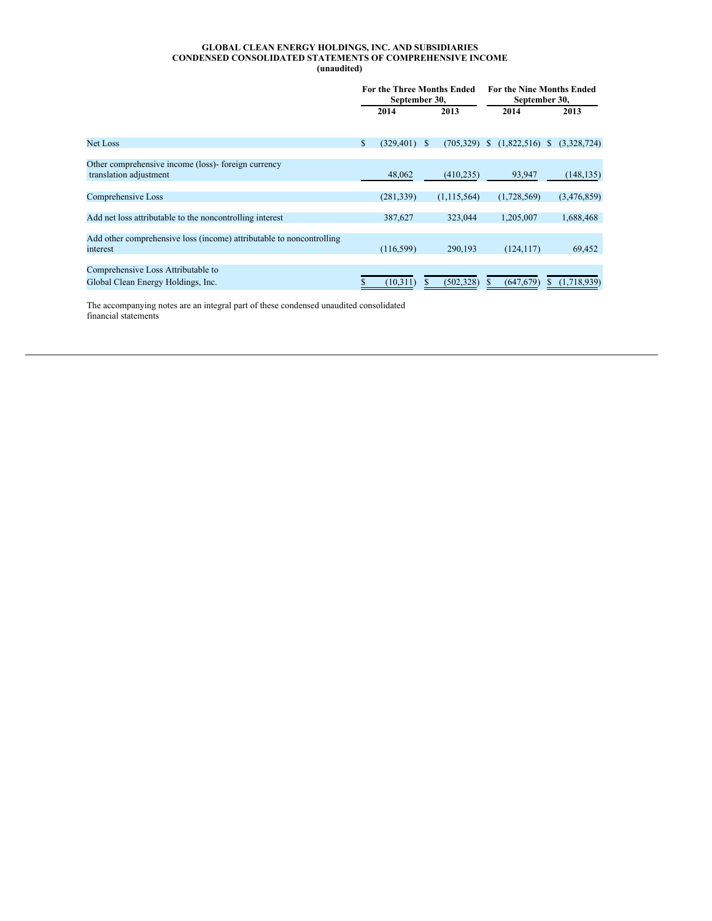**GLOBAL CLEAN ENERGY HOLDINGS, INC. AND SUBSIDIARIES**
**CONDENSED CONSOLIDATED STATEMENTS OF COMPREHENSIVE INCOME**
**(unaudited)**

| | For the Three Months Ended September 30, | | For the Nine Months Ended September 30, | |
|---|---|---|---|---|
| | 2014 | 2013 | 2014 | 2013 |
| Net Loss | $ (329,401) | $ (705,329) | $ (1,822,516) | $ (3,328,724) |
| Other comprehensive income (loss)- foreign currency translation adjustment | 48,062 | (410,235) | 93,947 | (148,135) |
| Comprehensive Loss | (281,339) | (1,115,564) | (1,728,569) | (3,476,859) |
| Add net loss attributable to the noncontrolling interest | 387,627 | 323,044 | 1,205,007 | 1,688,468 |
| Add other comprehensive loss (income) attributable to noncontrolling interest | (116,599) | 290,193 | (124,117) | 69,452 |
| Comprehensive Loss Attributable to Global Clean Energy Holdings, Inc. | $ (10,311) | $ (502,328) | $ (647,679) | $ (1,718,939) |

The accompanying notes are an integral part of these condensed unaudited consolidated financial statements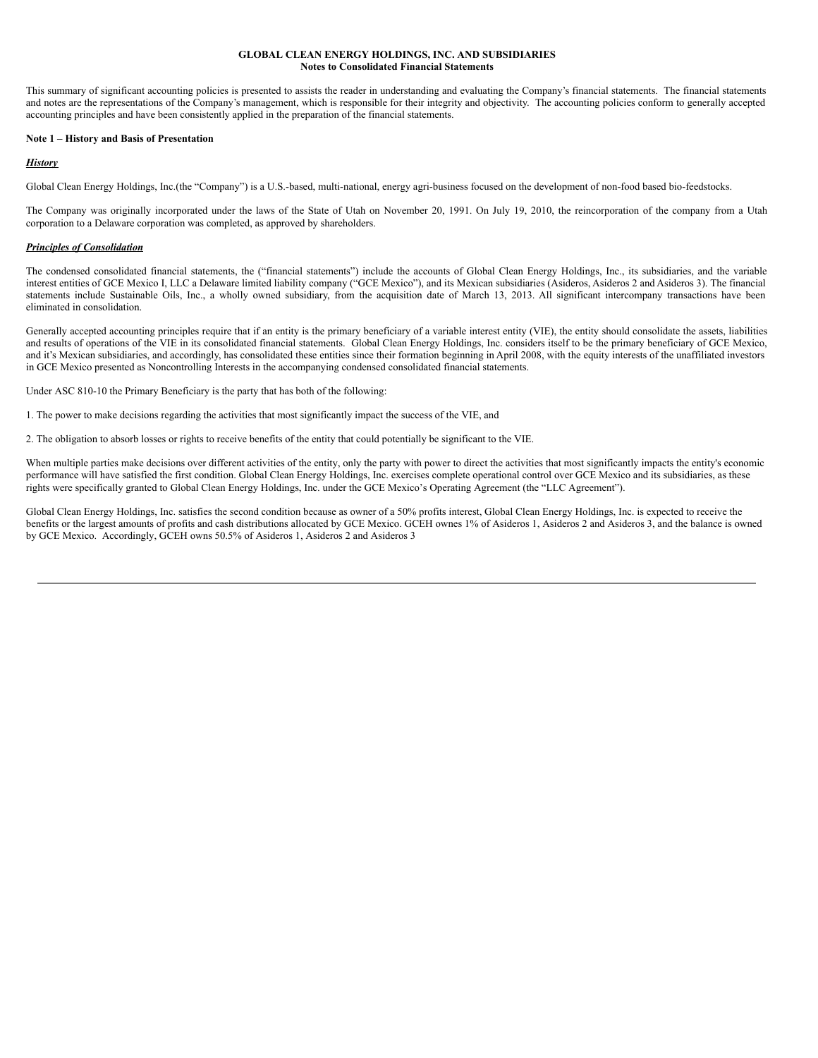**GLOBAL CLEAN ENERGY HOLDINGS, INC. AND SUBSIDIARIES**
**Notes to Consolidated Financial Statements**

This summary of significant accounting policies is presented to assists the reader in understanding and evaluating the Company's financial statements. The financial statements and notes are the representations of the Company's management, which is responsible for their integrity and objectivity. The accounting policies conform to generally accepted accounting principles and have been consistently applied in the preparation of the financial statements.

**Note 1 – History and Basis of Presentation**

***History***

Global Clean Energy Holdings, Inc.(the "Company") is a U.S.-based, multi-national, energy agri-business focused on the development of non-food based bio-feedstocks.

The Company was originally incorporated under the laws of the State of Utah on November 20, 1991. On July 19, 2010, the reincorporation of the company from a Utah corporation to a Delaware corporation was completed, as approved by shareholders.

***Principles of Consolidation***

The condensed consolidated financial statements, the ("financial statements") include the accounts of Global Clean Energy Holdings, Inc., its subsidiaries, and the variable interest entities of GCE Mexico I, LLC a Delaware limited liability company ("GCE Mexico"), and its Mexican subsidiaries (Asideros, Asideros 2 and Asideros 3). The financial statements include Sustainable Oils, Inc., a wholly owned subsidiary, from the acquisition date of March 13, 2013. All significant intercompany transactions have been eliminated in consolidation.

Generally accepted accounting principles require that if an entity is the primary beneficiary of a variable interest entity (VIE), the entity should consolidate the assets, liabilities and results of operations of the VIE in its consolidated financial statements. Global Clean Energy Holdings, Inc. considers itself to be the primary beneficiary of GCE Mexico, and it's Mexican subsidiaries, and accordingly, has consolidated these entities since their formation beginning in April 2008, with the equity interests of the unaffiliated investors in GCE Mexico presented as Noncontrolling Interests in the accompanying condensed consolidated financial statements.

Under ASC 810-10 the Primary Beneficiary is the party that has both of the following:

1. The power to make decisions regarding the activities that most significantly impact the success of the VIE, and

2. The obligation to absorb losses or rights to receive benefits of the entity that could potentially be significant to the VIE.

When multiple parties make decisions over different activities of the entity, only the party with power to direct the activities that most significantly impacts the entity's economic performance will have satisfied the first condition. Global Clean Energy Holdings, Inc. exercises complete operational control over GCE Mexico and its subsidiaries, as these rights were specifically granted to Global Clean Energy Holdings, Inc. under the GCE Mexico's Operating Agreement (the "LLC Agreement").

Global Clean Energy Holdings, Inc. satisfies the second condition because as owner of a 50% profits interest, Global Clean Energy Holdings, Inc. is expected to receive the benefits or the largest amounts of profits and cash distributions allocated by GCE Mexico. GCEH ownes 1% of Asideros 1, Asideros 2 and Asideros 3, and the balance is owned by GCE Mexico. Accordingly, GCEH owns 50.5% of Asideros 1, Asideros 2 and Asideros 3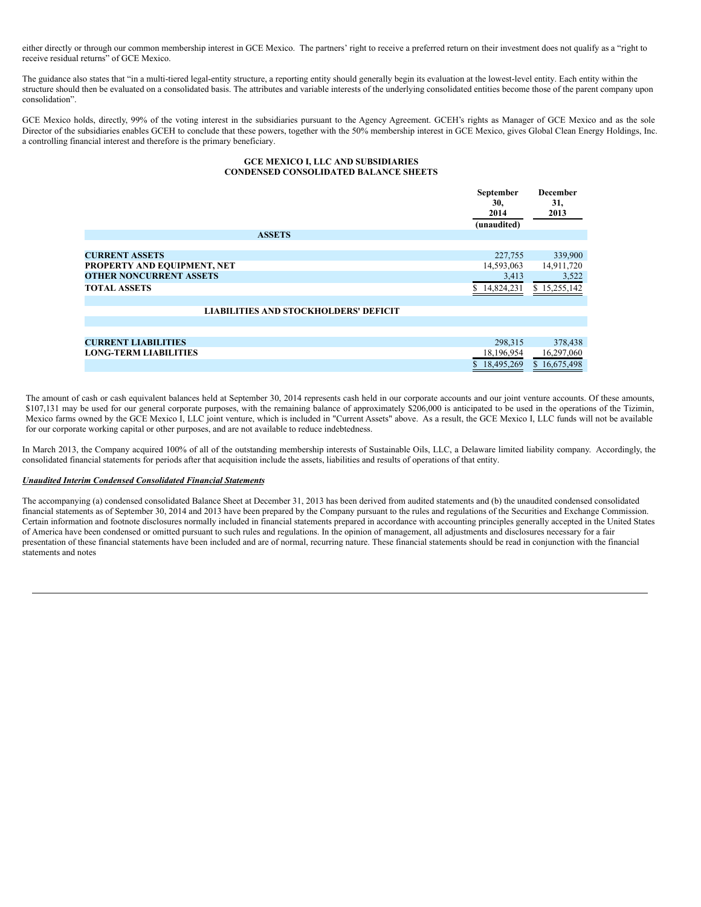either directly or through our common membership interest in GCE Mexico. The partners' right to receive a preferred return on their investment does not qualify as a "right to receive residual returns" of GCE Mexico.

The guidance also states that "in a multi-tiered legal-entity structure, a reporting entity should generally begin its evaluation at the lowest-level entity. Each entity within the structure should then be evaluated on a consolidated basis. The attributes and variable interests of the underlying consolidated entities become those of the parent company upon consolidation".

GCE Mexico holds, directly, 99% of the voting interest in the subsidiaries pursuant to the Agency Agreement. GCEH's rights as Manager of GCE Mexico and as the sole Director of the subsidiaries enables GCEH to conclude that these powers, together with the 50% membership interest in GCE Mexico, gives Global Clean Energy Holdings, Inc. a controlling financial interest and therefore is the primary beneficiary.

**GCE MEXICO I, LLC AND SUBSIDIARIES**
**CONDENSED CONSOLIDATED BALANCE SHEETS**

| | September 30, 2014 (unaudited) | December 31, 2013 |
|---|---|---|
| **ASSETS** | | |
| **CURRENT ASSETS** | 227,755 | 339,900 |
| **PROPERTY AND EQUIPMENT, NET** | 14,593,063 | 14,911,720 |
| **OTHER NONCURRENT ASSETS** | 3,413 | 3,522 |
| **TOTAL ASSETS** | $ 14,824,231 | $ 15,255,142 |
| **LIABILITIES AND STOCKHOLDERS' DEFICIT** | | |
| **CURRENT LIABILITIES** | 298,315 | 378,438 |
| **LONG-TERM LIABILITIES** | 18,196,954 | 16,297,060 |
| | $ 18,495,269 | $ 16,675,498 |

The amount of cash or cash equivalent balances held at September 30, 2014 represents cash held in our corporate accounts and our joint venture accounts. Of these amounts, $107,131 may be used for our general corporate purposes, with the remaining balance of approximately $206,000 is anticipated to be used in the operations of the Tizimin, Mexico farms owned by the GCE Mexico I, LLC joint venture, which is included in "Current Assets" above. As a result, the GCE Mexico I, LLC funds will not be available for our corporate working capital or other purposes, and are not available to reduce indebtedness.

In March 2013, the Company acquired 100% of all of the outstanding membership interests of Sustainable Oils, LLC, a Delaware limited liability company. Accordingly, the consolidated financial statements for periods after that acquisition include the assets, liabilities and results of operations of that entity.

***Unaudited Interim Condensed Consolidated Financial Statements***

The accompanying (a) condensed consolidated Balance Sheet at December 31, 2013 has been derived from audited statements and (b) the unaudited condensed consolidated financial statements as of September 30, 2014 and 2013 have been prepared by the Company pursuant to the rules and regulations of the Securities and Exchange Commission. Certain information and footnote disclosures normally included in financial statements prepared in accordance with accounting principles generally accepted in the United States of America have been condensed or omitted pursuant to such rules and regulations. In the opinion of management, all adjustments and disclosures necessary for a fair presentation of these financial statements have been included and are of normal, recurring nature. These financial statements should be read in conjunction with the financial statements and notes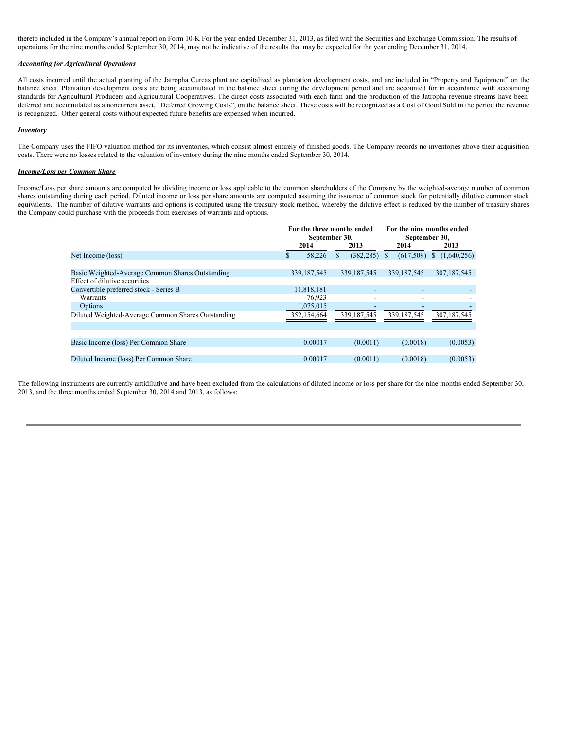thereto included in the Company's annual report on Form 10-K For the year ended December 31, 2013, as filed with the Securities and Exchange Commission. The results of operations for the nine months ended September 30, 2014, may not be indicative of the results that may be expected for the year ending December 31, 2014.

***Accounting for Agricultural Operations***

All costs incurred until the actual planting of the Jatropha Curcas plant are capitalized as plantation development costs, and are included in "Property and Equipment" on the balance sheet. Plantation development costs are being accumulated in the balance sheet during the development period and are accounted for in accordance with accounting standards for Agricultural Producers and Agricultural Cooperatives. The direct costs associated with each farm and the production of the Jatropha revenue streams have been deferred and accumulated as a noncurrent asset, "Deferred Growing Costs", on the balance sheet. These costs will be recognized as a Cost of Good Sold in the period the revenue is recognized. Other general costs without expected future benefits are expensed when incurred.

***Inventory***

The Company uses the FIFO valuation method for its inventories, which consist almost entirely of finished goods. The Company records no inventories above their acquisition costs. There were no losses related to the valuation of inventory during the nine months ended September 30, 2014.

***Income/Loss per Common Share***

Income/Loss per share amounts are computed by dividing income or loss applicable to the common shareholders of the Company by the weighted-average number of common shares outstanding during each period. Diluted income or loss per share amounts are computed assuming the issuance of common stock for potentially dilutive common stock equivalents. The number of dilutive warrants and options is computed using the treasury stock method, whereby the dilutive effect is reduced by the number of treasury shares the Company could purchase with the proceeds from exercises of warrants and options.

| | For the three months ended September 30, | | For the nine months ended September 30, | |
|---|---|---|---|---|
| | 2014 | 2013 | 2014 | 2013 |
| Net Income (loss) | $ 58,226 | $ (382,285) | $ (617,509) | $ (1,640,256) |
| Basic Weighted-Average Common Shares Outstanding | 339,187,545 | 339,187,545 | 339,187,545 | 307,187,545 |
| Effect of dilutive securities | | | | |
| Convertible preferred stock - Series B | 11,818,181 | - | - | - |
| Warrants | 76,923 | - | - | - |
| Options | 1,075,015 | - | - | - |
| Diluted Weighted-Average Common Shares Outstanding | 352,154,664 | 339,187,545 | 339,187,545 | 307,187,545 |
| Basic Income (loss) Per Common Share | 0.00017 | (0.0011) | (0.0018) | (0.0053) |
| Diluted Income (loss) Per Common Share | 0.00017 | (0.0011) | (0.0018) | (0.0053) |

The following instruments are currently antidilutive and have been excluded from the calculations of diluted income or loss per share for the nine months ended September 30, 2013, and the three months ended September 30, 2014 and 2013, as follows: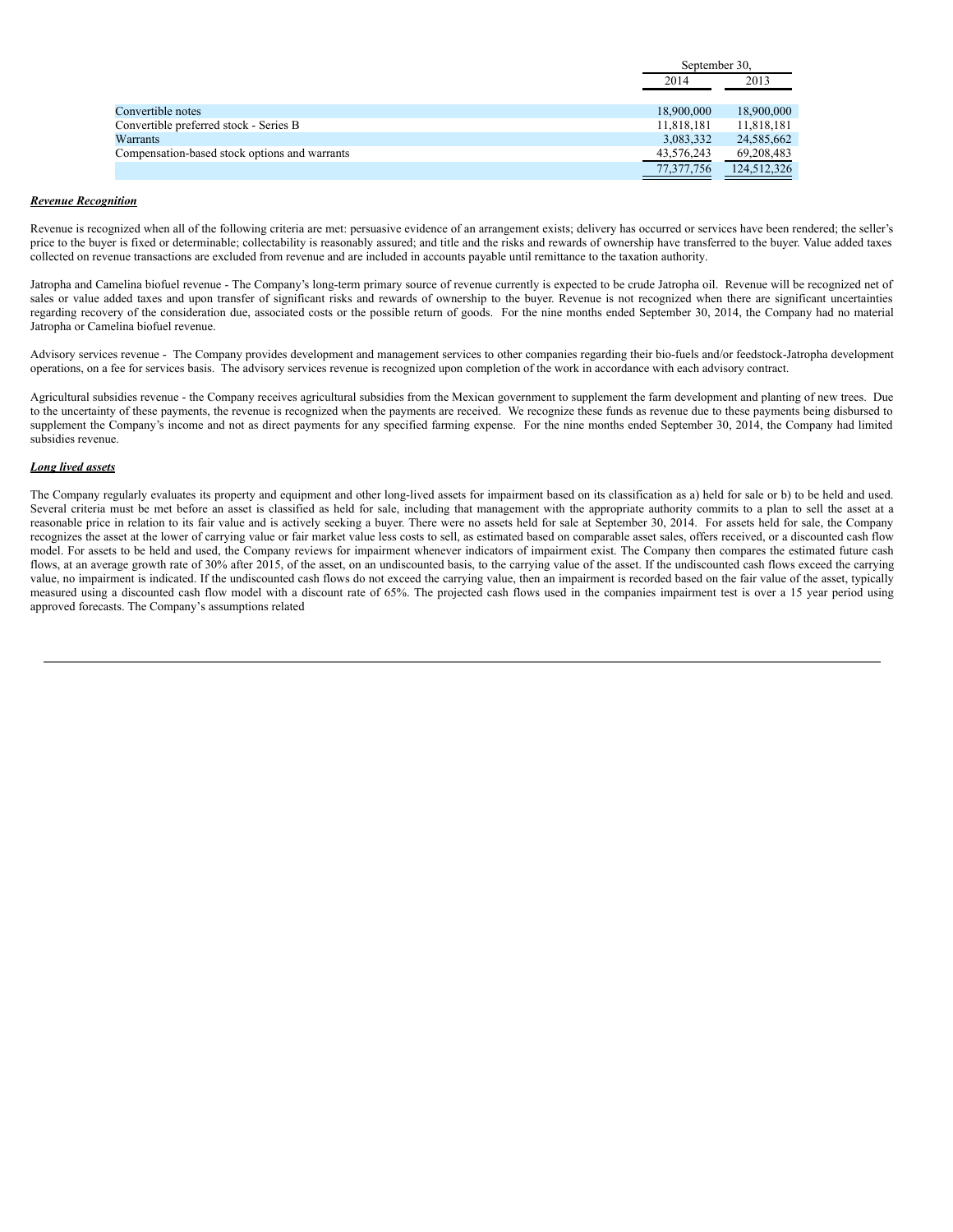| | September 30, | |
|---|---|---|
| | 2014 | 2013 |
| Convertible notes | 18,900,000 | 18,900,000 |
| Convertible preferred stock - Series B | 11,818,181 | 11,818,181 |
| Warrants | 3,083,332 | 24,585,662 |
| Compensation-based stock options and warrants | 43,576,243 | 69,208,483 |
| | 77,377,756 | 124,512,326 |

***Revenue Recognition***

Revenue is recognized when all of the following criteria are met: persuasive evidence of an arrangement exists; delivery has occurred or services have been rendered; the seller's price to the buyer is fixed or determinable; collectability is reasonably assured; and title and the risks and rewards of ownership have transferred to the buyer. Value added taxes collected on revenue transactions are excluded from revenue and are included in accounts payable until remittance to the taxation authority.

Jatropha and Camelina biofuel revenue - The Company's long-term primary source of revenue currently is expected to be crude Jatropha oil. Revenue will be recognized net of sales or value added taxes and upon transfer of significant risks and rewards of ownership to the buyer. Revenue is not recognized when there are significant uncertainties regarding recovery of the consideration due, associated costs or the possible return of goods. For the nine months ended September 30, 2014, the Company had no material Jatropha or Camelina biofuel revenue.

Advisory services revenue - The Company provides development and management services to other companies regarding their bio-fuels and/or feedstock-Jatropha development operations, on a fee for services basis. The advisory services revenue is recognized upon completion of the work in accordance with each advisory contract.

Agricultural subsidies revenue - the Company receives agricultural subsidies from the Mexican government to supplement the farm development and planting of new trees. Due to the uncertainty of these payments, the revenue is recognized when the payments are received. We recognize these funds as revenue due to these payments being disbursed to supplement the Company's income and not as direct payments for any specified farming expense. For the nine months ended September 30, 2014, the Company had limited subsidies revenue.

***Long lived assets***

The Company regularly evaluates its property and equipment and other long-lived assets for impairment based on its classification as a) held for sale or b) to be held and used. Several criteria must be met before an asset is classified as held for sale, including that management with the appropriate authority commits to a plan to sell the asset at a reasonable price in relation to its fair value and is actively seeking a buyer. There were no assets held for sale at September 30, 2014. For assets held for sale, the Company recognizes the asset at the lower of carrying value or fair market value less costs to sell, as estimated based on comparable asset sales, offers received, or a discounted cash flow model. For assets to be held and used, the Company reviews for impairment whenever indicators of impairment exist. The Company then compares the estimated future cash flows, at an average growth rate of 30% after 2015, of the asset, on an undiscounted basis, to the carrying value of the asset. If the undiscounted cash flows exceed the carrying value, no impairment is indicated. If the undiscounted cash flows do not exceed the carrying value, then an impairment is recorded based on the fair value of the asset, typically measured using a discounted cash flow model with a discount rate of 65%. The projected cash flows used in the companies impairment test is over a 15 year period using approved forecasts. The Company's assumptions related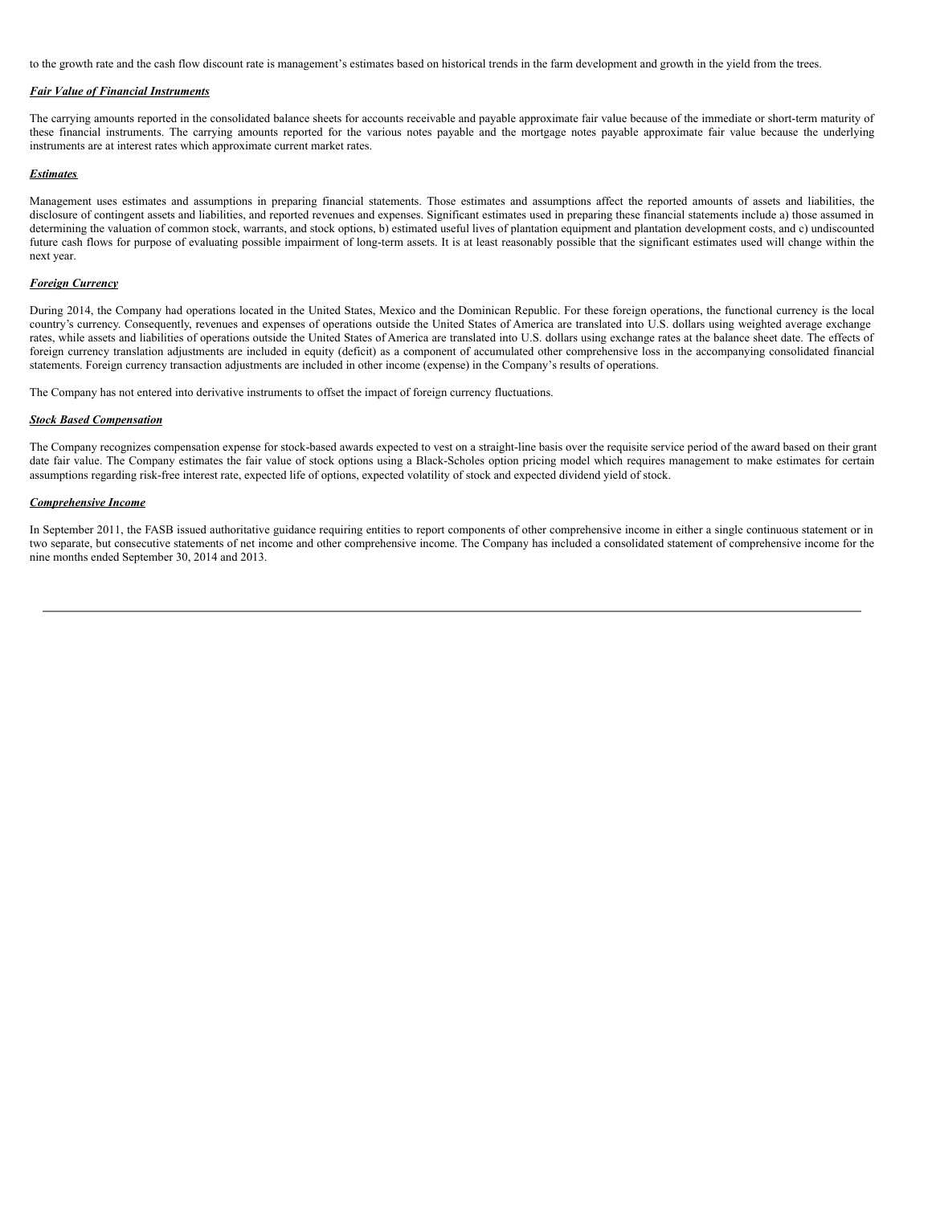to the growth rate and the cash flow discount rate is management's estimates based on historical trends in the farm development and growth in the yield from the trees.

***Fair Value of Financial Instruments***

The carrying amounts reported in the consolidated balance sheets for accounts receivable and payable approximate fair value because of the immediate or short-term maturity of these financial instruments. The carrying amounts reported for the various notes payable and the mortgage notes payable approximate fair value because the underlying instruments are at interest rates which approximate current market rates.

***Estimates***

Management uses estimates and assumptions in preparing financial statements. Those estimates and assumptions affect the reported amounts of assets and liabilities, the disclosure of contingent assets and liabilities, and reported revenues and expenses. Significant estimates used in preparing these financial statements include a) those assumed in determining the valuation of common stock, warrants, and stock options, b) estimated useful lives of plantation equipment and plantation development costs, and c) undiscounted future cash flows for purpose of evaluating possible impairment of long-term assets. It is at least reasonably possible that the significant estimates used will change within the next year.

***Foreign Currency***

During 2014, the Company had operations located in the United States, Mexico and the Dominican Republic. For these foreign operations, the functional currency is the local country's currency. Consequently, revenues and expenses of operations outside the United States of America are translated into U.S. dollars using weighted average exchange rates, while assets and liabilities of operations outside the United States of America are translated into U.S. dollars using exchange rates at the balance sheet date. The effects of foreign currency translation adjustments are included in equity (deficit) as a component of accumulated other comprehensive loss in the accompanying consolidated financial statements. Foreign currency transaction adjustments are included in other income (expense) in the Company's results of operations.

The Company has not entered into derivative instruments to offset the impact of foreign currency fluctuations.

***Stock Based Compensation***

The Company recognizes compensation expense for stock-based awards expected to vest on a straight-line basis over the requisite service period of the award based on their grant date fair value. The Company estimates the fair value of stock options using a Black-Scholes option pricing model which requires management to make estimates for certain assumptions regarding risk-free interest rate, expected life of options, expected volatility of stock and expected dividend yield of stock.

***Comprehensive Income***

In September 2011, the FASB issued authoritative guidance requiring entities to report components of other comprehensive income in either a single continuous statement or in two separate, but consecutive statements of net income and other comprehensive income. The Company has included a consolidated statement of comprehensive income for the nine months ended September 30, 2014 and 2013.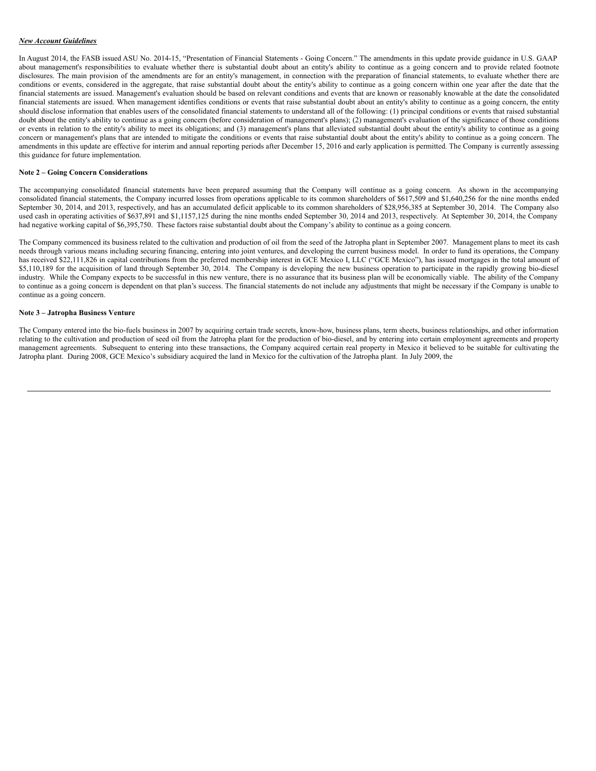***New Account Guidelines***

In August 2014, the FASB issued ASU No. 2014-15, "Presentation of Financial Statements - Going Concern." The amendments in this update provide guidance in U.S. GAAP about management's responsibilities to evaluate whether there is substantial doubt about an entity's ability to continue as a going concern and to provide related footnote disclosures. The main provision of the amendments are for an entity's management, in connection with the preparation of financial statements, to evaluate whether there are conditions or events, considered in the aggregate, that raise substantial doubt about the entity's ability to continue as a going concern within one year after the date that the financial statements are issued. Management's evaluation should be based on relevant conditions and events that are known or reasonably knowable at the date the consolidated financial statements are issued. When management identifies conditions or events that raise substantial doubt about an entity's ability to continue as a going concern, the entity should disclose information that enables users of the consolidated financial statements to understand all of the following: (1) principal conditions or events that raised substantial doubt about the entity's ability to continue as a going concern (before consideration of management's plans); (2) management's evaluation of the significance of those conditions or events in relation to the entity's ability to meet its obligations; and (3) management's plans that alleviated substantial doubt about the entity's ability to continue as a going concern or management's plans that are intended to mitigate the conditions or events that raise substantial doubt about the entity's ability to continue as a going concern. The amendments in this update are effective for interim and annual reporting periods after December 15, 2016 and early application is permitted. The Company is currently assessing this guidance for future implementation.

**Note 2 – Going Concern Considerations**

The accompanying consolidated financial statements have been prepared assuming that the Company will continue as a going concern. As shown in the accompanying consolidated financial statements, the Company incurred losses from operations applicable to its common shareholders of $617,509 and $1,640,256 for the nine months ended September 30, 2014, and 2013, respectively, and has an accumulated deficit applicable to its common shareholders of $28,956,385 at September 30, 2014. The Company also used cash in operating activities of $637,891 and $1,1157,125 during the nine months ended September 30, 2014 and 2013, respectively. At September 30, 2014, the Company had negative working capital of $6,395,750. These factors raise substantial doubt about the Company's ability to continue as a going concern.

The Company commenced its business related to the cultivation and production of oil from the seed of the Jatropha plant in September 2007. Management plans to meet its cash needs through various means including securing financing, entering into joint ventures, and developing the current business model. In order to fund its operations, the Company has received $22,111,826 in capital contributions from the preferred membership interest in GCE Mexico I, LLC ("GCE Mexico"), has issued mortgages in the total amount of $5,110,189 for the acquisition of land through September 30, 2014. The Company is developing the new business operation to participate in the rapidly growing bio-diesel industry. While the Company expects to be successful in this new venture, there is no assurance that its business plan will be economically viable. The ability of the Company to continue as a going concern is dependent on that plan's success. The financial statements do not include any adjustments that might be necessary if the Company is unable to continue as a going concern.

**Note 3 – Jatropha Business Venture**

The Company entered into the bio-fuels business in 2007 by acquiring certain trade secrets, know-how, business plans, term sheets, business relationships, and other information relating to the cultivation and production of seed oil from the Jatropha plant for the production of bio-diesel, and by entering into certain employment agreements and property management agreements. Subsequent to entering into these transactions, the Company acquired certain real property in Mexico it believed to be suitable for cultivating the Jatropha plant. During 2008, GCE Mexico's subsidiary acquired the land in Mexico for the cultivation of the Jatropha plant. In July 2009, the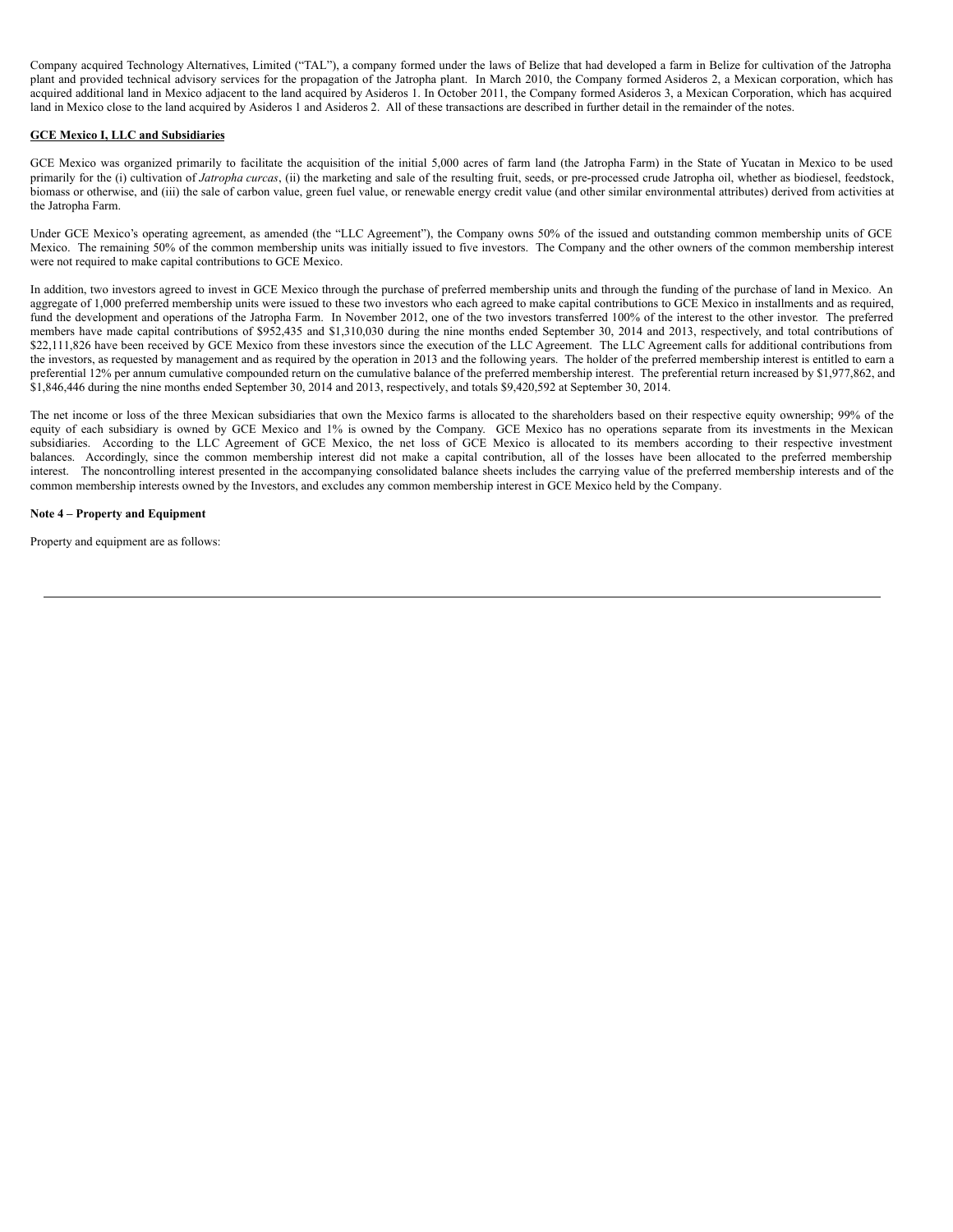Company acquired Technology Alternatives, Limited ("TAL"), a company formed under the laws of Belize that had developed a farm in Belize for cultivation of the Jatropha plant and provided technical advisory services for the propagation of the Jatropha plant. In March 2010, the Company formed Asideros 2, a Mexican corporation, which has acquired additional land in Mexico adjacent to the land acquired by Asideros 1. In October 2011, the Company formed Asideros 3, a Mexican Corporation, which has acquired land in Mexico close to the land acquired by Asideros 1 and Asideros 2. All of these transactions are described in further detail in the remainder of the notes.

**GCE Mexico I, LLC and Subsidiaries**

GCE Mexico was organized primarily to facilitate the acquisition of the initial 5,000 acres of farm land (the Jatropha Farm) in the State of Yucatan in Mexico to be used primarily for the (i) cultivation of *Jatropha curcas*, (ii) the marketing and sale of the resulting fruit, seeds, or pre-processed crude Jatropha oil, whether as biodiesel, feedstock, biomass or otherwise, and (iii) the sale of carbon value, green fuel value, or renewable energy credit value (and other similar environmental attributes) derived from activities at the Jatropha Farm.

Under GCE Mexico's operating agreement, as amended (the "LLC Agreement"), the Company owns 50% of the issued and outstanding common membership units of GCE Mexico. The remaining 50% of the common membership units was initially issued to five investors. The Company and the other owners of the common membership interest were not required to make capital contributions to GCE Mexico.

In addition, two investors agreed to invest in GCE Mexico through the purchase of preferred membership units and through the funding of the purchase of land in Mexico. An aggregate of 1,000 preferred membership units were issued to these two investors who each agreed to make capital contributions to GCE Mexico in installments and as required, fund the development and operations of the Jatropha Farm. In November 2012, one of the two investors transferred 100% of the interest to the other investor. The preferred members have made capital contributions of $952,435 and $1,310,030 during the nine months ended September 30, 2014 and 2013, respectively, and total contributions of $22,111,826 have been received by GCE Mexico from these investors since the execution of the LLC Agreement. The LLC Agreement calls for additional contributions from the investors, as requested by management and as required by the operation in 2013 and the following years. The holder of the preferred membership interest is entitled to earn a preferential 12% per annum cumulative compounded return on the cumulative balance of the preferred membership interest. The preferential return increased by $1,977,862, and $1,846,446 during the nine months ended September 30, 2014 and 2013, respectively, and totals $9,420,592 at September 30, 2014.

The net income or loss of the three Mexican subsidiaries that own the Mexico farms is allocated to the shareholders based on their respective equity ownership; 99% of the equity of each subsidiary is owned by GCE Mexico and 1% is owned by the Company. GCE Mexico has no operations separate from its investments in the Mexican subsidiaries. According to the LLC Agreement of GCE Mexico, the net loss of GCE Mexico is allocated to its members according to their respective investment balances. Accordingly, since the common membership interest did not make a capital contribution, all of the losses have been allocated to the preferred membership interest. The noncontrolling interest presented in the accompanying consolidated balance sheets includes the carrying value of the preferred membership interests and of the common membership interests owned by the Investors, and excludes any common membership interest in GCE Mexico held by the Company.

**Note 4 – Property and Equipment**

Property and equipment are as follows: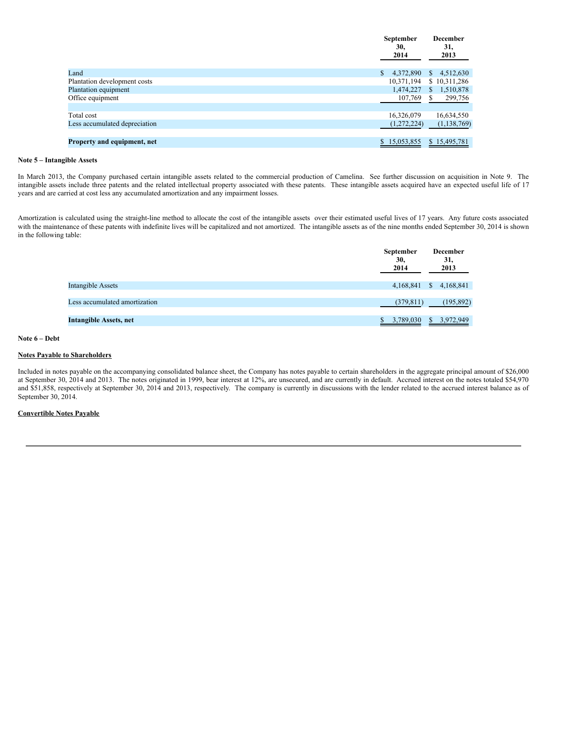| | September 30, 2014 | December 31, 2013 |
|---|---|---|
| Land | $ 4,372,890 | $ 4,512,630 |
| Plantation development costs | 10,371,194 | $ 10,311,286 |
| Plantation equipment | 1,474,227 | $ 1,510,878 |
| Office equipment | 107,769 | $ 299,756 |
| | | |
| Total cost | 16,326,079 | 16,634,550 |
| Less accumulated depreciation | (1,272,224) | (1,138,769) |
| | | |
| **Property and equipment, net** | $ 15,053,855 | $ 15,495,781 |

**Note 5 – Intangible Assets**

In March 2013, the Company purchased certain intangible assets related to the commercial production of Camelina. See further discussion on acquisition in Note 9. The intangible assets include three patents and the related intellectual property associated with these patents. These intangible assets acquired have an expected useful life of 17 years and are carried at cost less any accumulated amortization and any impairment losses.

Amortization is calculated using the straight-line method to allocate the cost of the intangible assets over their estimated useful lives of 17 years. Any future costs associated with the maintenance of these patents with indefinite lives will be capitalized and not amortized. The intangible assets as of the nine months ended September 30, 2014 is shown in the following table:

| | September 30, 2014 | December 31, 2013 |
|---|---|---|
| Intangible Assets | 4,168,841 | $ 4,168,841 |
| | | |
| Less accumulated amortization | (379,811) | (195,892) |
| | | |
| **Intangible Assets, net** | $ 3,789,030 | $ 3,972,949 |

**Note 6 – Debt**

**Notes Payable to Shareholders**

Included in notes payable on the accompanying consolidated balance sheet, the Company has notes payable to certain shareholders in the aggregate principal amount of $26,000 at September 30, 2014 and 2013. The notes originated in 1999, bear interest at 12%, are unsecured, and are currently in default. Accrued interest on the notes totaled $54,970 and $51,858, respectively at September 30, 2014 and 2013, respectively. The company is currently in discussions with the lender related to the accrued interest balance as of September 30, 2014.

**Convertible Notes Payable**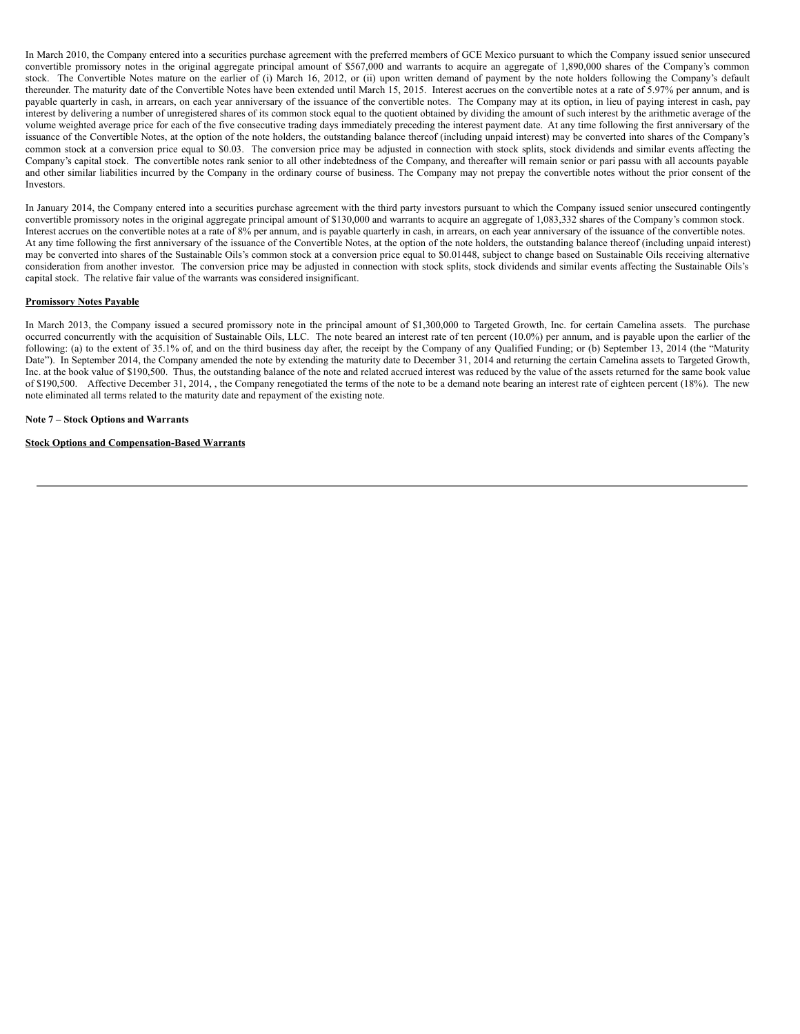In March 2010, the Company entered into a securities purchase agreement with the preferred members of GCE Mexico pursuant to which the Company issued senior unsecured convertible promissory notes in the original aggregate principal amount of $567,000 and warrants to acquire an aggregate of 1,890,000 shares of the Company's common stock. The Convertible Notes mature on the earlier of (i) March 16, 2012, or (ii) upon written demand of payment by the note holders following the Company's default thereunder. The maturity date of the Convertible Notes have been extended until March 15, 2015. Interest accrues on the convertible notes at a rate of 5.97% per annum, and is payable quarterly in cash, in arrears, on each year anniversary of the issuance of the convertible notes. The Company may at its option, in lieu of paying interest in cash, pay interest by delivering a number of unregistered shares of its common stock equal to the quotient obtained by dividing the amount of such interest by the arithmetic average of the volume weighted average price for each of the five consecutive trading days immediately preceding the interest payment date. At any time following the first anniversary of the issuance of the Convertible Notes, at the option of the note holders, the outstanding balance thereof (including unpaid interest) may be converted into shares of the Company's common stock at a conversion price equal to $0.03. The conversion price may be adjusted in connection with stock splits, stock dividends and similar events affecting the Company's capital stock. The convertible notes rank senior to all other indebtedness of the Company, and thereafter will remain senior or pari passu with all accounts payable and other similar liabilities incurred by the Company in the ordinary course of business. The Company may not prepay the convertible notes without the prior consent of the Investors.

In January 2014, the Company entered into a securities purchase agreement with the third party investors pursuant to which the Company issued senior unsecured contingently convertible promissory notes in the original aggregate principal amount of $130,000 and warrants to acquire an aggregate of 1,083,332 shares of the Company's common stock. Interest accrues on the convertible notes at a rate of 8% per annum, and is payable quarterly in cash, in arrears, on each year anniversary of the issuance of the convertible notes. At any time following the first anniversary of the issuance of the Convertible Notes, at the option of the note holders, the outstanding balance thereof (including unpaid interest) may be converted into shares of the Sustainable Oils's common stock at a conversion price equal to $0.01448, subject to change based on Sustainable Oils receiving alternative consideration from another investor. The conversion price may be adjusted in connection with stock splits, stock dividends and similar events affecting the Sustainable Oils's capital stock. The relative fair value of the warrants was considered insignificant.

**Promissory Notes Payable**

In March 2013, the Company issued a secured promissory note in the principal amount of $1,300,000 to Targeted Growth, Inc. for certain Camelina assets. The purchase occurred concurrently with the acquisition of Sustainable Oils, LLC. The note beared an interest rate of ten percent (10.0%) per annum, and is payable upon the earlier of the following: (a) to the extent of 35.1% of, and on the third business day after, the receipt by the Company of any Qualified Funding; or (b) September 13, 2014 (the "Maturity Date"). In September 2014, the Company amended the note by extending the maturity date to December 31, 2014 and returning the certain Camelina assets to Targeted Growth, Inc. at the book value of $190,500. Thus, the outstanding balance of the note and related accrued interest was reduced by the value of the assets returned for the same book value of $190,500. Affective December 31, 2014, , the Company renegotiated the terms of the note to be a demand note bearing an interest rate of eighteen percent (18%). The new note eliminated all terms related to the maturity date and repayment of the existing note.

**Note 7 – Stock Options and Warrants**

**Stock Options and Compensation-Based Warrants**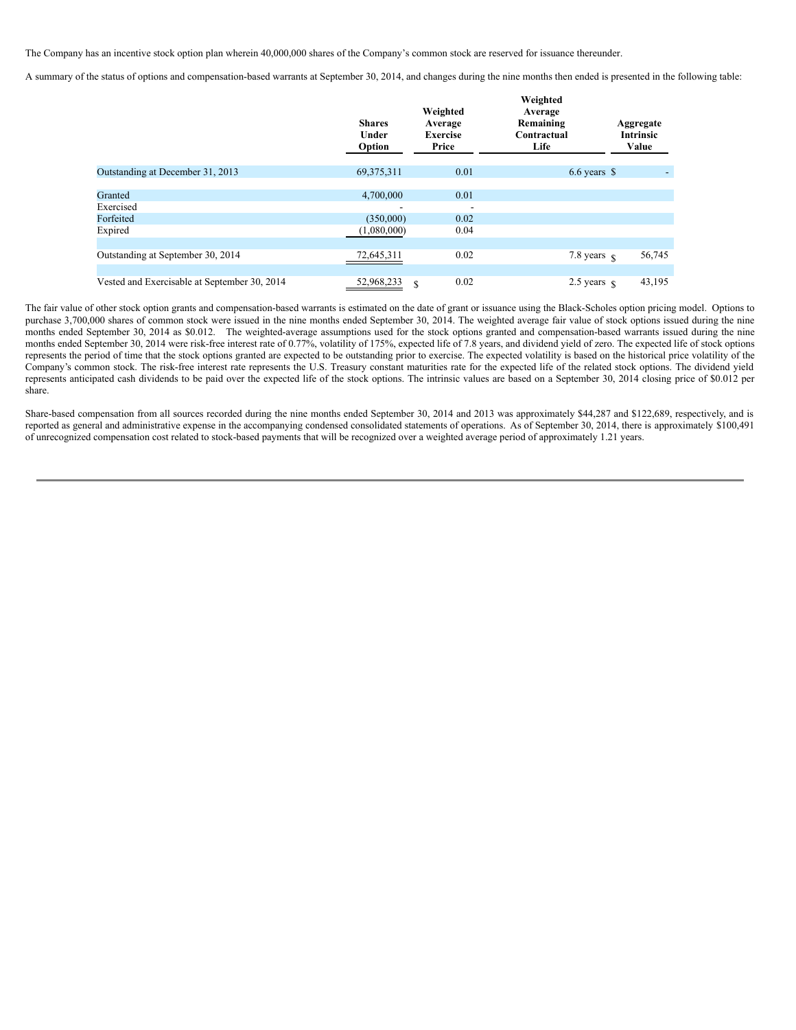The Company has an incentive stock option plan wherein 40,000,000 shares of the Company's common stock are reserved for issuance thereunder.

A summary of the status of options and compensation-based warrants at September 30, 2014, and changes during the nine months then ended is presented in the following table:

| | Shares Under Option | Weighted Average Exercise Price | Weighted Average Remaining Contractual Life | Aggregate Intrinsic Value |
|---|---|---|---|---|
| Outstanding at December 31, 2013 | 69,375,311 | 0.01 | 6.6 years | $ - |
| Granted | 4,700,000 | 0.01 | | |
| Exercised | - | - | | |
| Forfeited | (350,000) | 0.02 | | |
| Expired | (1,080,000) | 0.04 | | |
| Outstanding at September 30, 2014 | 72,645,311 | 0.02 | 7.8 years | $ 56,745 |
| Vested and Exercisable at September 30, 2014 | 52,968,233 | $ 0.02 | 2.5 years | $ 43,195 |

The fair value of other stock option grants and compensation-based warrants is estimated on the date of grant or issuance using the Black-Scholes option pricing model. Options to purchase 3,700,000 shares of common stock were issued in the nine months ended September 30, 2014. The weighted average fair value of stock options issued during the nine months ended September 30, 2014 as $0.012. The weighted-average assumptions used for the stock options granted and compensation-based warrants issued during the nine months ended September 30, 2014 were risk-free interest rate of 0.77%, volatility of 175%, expected life of 7.8 years, and dividend yield of zero. The expected life of stock options represents the period of time that the stock options granted are expected to be outstanding prior to exercise. The expected volatility is based on the historical price volatility of the Company's common stock. The risk-free interest rate represents the U.S. Treasury constant maturities rate for the expected life of the related stock options. The dividend yield represents anticipated cash dividends to be paid over the expected life of the stock options. The intrinsic values are based on a September 30, 2014 closing price of $0.012 per share.

Share-based compensation from all sources recorded during the nine months ended September 30, 2014 and 2013 was approximately $44,287 and $122,689, respectively, and is reported as general and administrative expense in the accompanying condensed consolidated statements of operations. As of September 30, 2014, there is approximately $100,491 of unrecognized compensation cost related to stock-based payments that will be recognized over a weighted average period of approximately 1.21 years.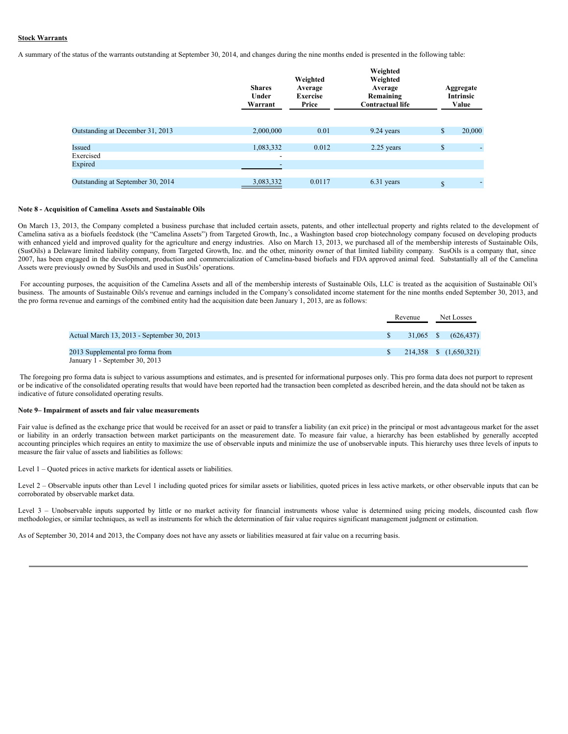**Stock Warrants**

A summary of the status of the warrants outstanding at September 30, 2014, and changes during the nine months ended is presented in the following table:

| | Shares Under Warrant | Weighted Average Exercise Price | Weighted Weighted Average Remaining Contractual life | Aggregate Intrinsic Value |
|---|---|---|---|---|
| Outstanding at December 31, 2013 | 2,000,000 | 0.01 | 9.24 years | $ 20,000 |
| Issued | 1,083,332 | 0.012 | 2.25 years | $ - |
| Exercised | - | | | |
| Expired | - | | | |
| Outstanding at September 30, 2014 | 3,083,332 | 0.0117 | 6.31 years | $ - |

**Note 8 - Acquisition of Camelina Assets and Sustainable Oils**

On March 13, 2013, the Company completed a business purchase that included certain assets, patents, and other intellectual property and rights related to the development of Camelina sativa as a biofuels feedstock (the "Camelina Assets") from Targeted Growth, Inc., a Washington based crop biotechnology company focused on developing products with enhanced yield and improved quality for the agriculture and energy industries. Also on March 13, 2013, we purchased all of the membership interests of Sustainable Oils, (SusOils) a Delaware limited liability company, from Targeted Growth, Inc. and the other, minority owner of that limited liability company. SusOils is a company that, since 2007, has been engaged in the development, production and commercialization of Camelina-based biofuels and FDA approved animal feed. Substantially all of the Camelina Assets were previously owned by SusOils and used in SusOils' operations.

For accounting purposes, the acquisition of the Camelina Assets and all of the membership interests of Sustainable Oils, LLC is treated as the acquisition of Sustainable Oil's business. The amounts of Sustainable Oils's revenue and earnings included in the Company's consolidated income statement for the nine months ended September 30, 2013, and the pro forma revenue and earnings of the combined entity had the acquisition date been January 1, 2013, are as follows:

| | Revenue | Net Losses |
|---|---|---|
| Actual March 13, 2013 - September 30, 2013 | $ 31,065 | $ (626,437) |
| 2013 Supplemental pro forma from January 1 - September 30, 2013 | $ 214,358 | $ (1,650,321) |

The foregoing pro forma data is subject to various assumptions and estimates, and is presented for informational purposes only. This pro forma data does not purport to represent or be indicative of the consolidated operating results that would have been reported had the transaction been completed as described herein, and the data should not be taken as indicative of future consolidated operating results.

**Note 9– Impairment of assets and fair value measurements**

Fair value is defined as the exchange price that would be received for an asset or paid to transfer a liability (an exit price) in the principal or most advantageous market for the asset or liability in an orderly transaction between market participants on the measurement date. To measure fair value, a hierarchy has been established by generally accepted accounting principles which requires an entity to maximize the use of observable inputs and minimize the use of unobservable inputs. This hierarchy uses three levels of inputs to measure the fair value of assets and liabilities as follows:

Level 1 – Quoted prices in active markets for identical assets or liabilities.

Level 2 – Observable inputs other than Level 1 including quoted prices for similar assets or liabilities, quoted prices in less active markets, or other observable inputs that can be corroborated by observable market data.

Level 3 – Unobservable inputs supported by little or no market activity for financial instruments whose value is determined using pricing models, discounted cash flow methodologies, or similar techniques, as well as instruments for which the determination of fair value requires significant management judgment or estimation.

As of September 30, 2014 and 2013, the Company does not have any assets or liabilities measured at fair value on a recurring basis.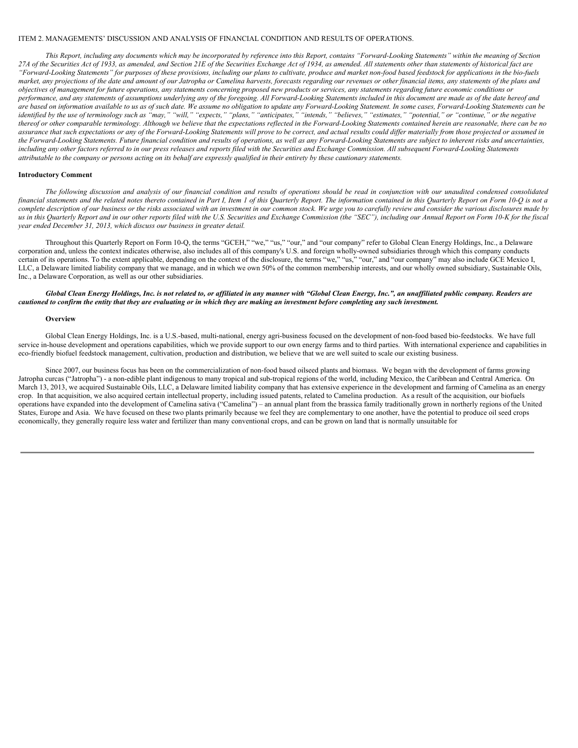ITEM 2. MANAGEMENTS' DISCUSSION AND ANALYSIS OF FINANCIAL CONDITION AND RESULTS OF OPERATIONS.

*This Report, including any documents which may be incorporated by reference into this Report, contains "Forward-Looking Statements" within the meaning of Section 27A of the Securities Act of 1933, as amended, and Section 21E of the Securities Exchange Act of 1934, as amended. All statements other than statements of historical fact are "Forward-Looking Statements" for purposes of these provisions, including our plans to cultivate, produce and market non-food based feedstock for applications in the bio-fuels market, any projections of the date and amount of our Jatropha or Camelina harvests, forecasts regarding our revenues or other financial items, any statements of the plans and objectives of management for future operations, any statements concerning proposed new products or services, any statements regarding future economic conditions or performance, and any statements of assumptions underlying any of the foregoing. All Forward-Looking Statements included in this document are made as of the date hereof and are based on information available to us as of such date. We assume no obligation to update any Forward-Looking Statement. In some cases, Forward-Looking Statements can be identified by the use of terminology such as "may," "will," "expects," "plans," "anticipates," "intends," "believes," "estimates," "potential," or "continue," or the negative thereof or other comparable terminology. Although we believe that the expectations reflected in the Forward-Looking Statements contained herein are reasonable, there can be no assurance that such expectations or any of the Forward-Looking Statements will prove to be correct, and actual results could differ materially from those projected or assumed in the Forward-Looking Statements. Future financial condition and results of operations, as well as any Forward-Looking Statements are subject to inherent risks and uncertainties, including any other factors referred to in our press releases and reports filed with the Securities and Exchange Commission. All subsequent Forward-Looking Statements attributable to the company or persons acting on its behalf are expressly qualified in their entirety by these cautionary statements.*

**Introductory Comment**

*The following discussion and analysis of our financial condition and results of operations should be read in conjunction with our unaudited condensed consolidated financial statements and the related notes thereto contained in Part I, Item 1 of this Quarterly Report. The information contained in this Quarterly Report on Form 10-Q is not a complete description of our business or the risks associated with an investment in our common stock. We urge you to carefully review and consider the various disclosures made by us in this Quarterly Report and in our other reports filed with the U.S. Securities and Exchange Commission (the "SEC"), including our Annual Report on Form 10-K for the fiscal year ended December 31, 2013, which discuss our business in greater detail.*

Throughout this Quarterly Report on Form 10-Q, the terms "GCEH," "we," "us," "our," and "our company" refer to Global Clean Energy Holdings, Inc., a Delaware corporation and, unless the context indicates otherwise, also includes all of this company's U.S. and foreign wholly-owned subsidiaries through which this company conducts certain of its operations. To the extent applicable, depending on the context of the disclosure, the terms "we," "us," "our," and "our company" may also include GCE Mexico I, LLC, a Delaware limited liability company that we manage, and in which we own 50% of the common membership interests, and our wholly owned subsidiary, Sustainable Oils, Inc., a Delaware Corporation, as well as our other subsidiaries.

***Global Clean Energy Holdings, Inc. is not related to, or affiliated in any manner with "Global Clean Energy, Inc.", an unaffiliated public company. Readers are cautioned to confirm the entity that they are evaluating or in which they are making an investment before completing any such investment.***

**Overview**

Global Clean Energy Holdings, Inc. is a U.S.-based, multi-national, energy agri-business focused on the development of non-food based bio-feedstocks. We have full service in-house development and operations capabilities, which we provide support to our own energy farms and to third parties. With international experience and capabilities in eco-friendly biofuel feedstock management, cultivation, production and distribution, we believe that we are well suited to scale our existing business.

Since 2007, our business focus has been on the commercialization of non-food based oilseed plants and biomass. We began with the development of farms growing Jatropha curcas ("Jatropha") - a non-edible plant indigenous to many tropical and sub-tropical regions of the world, including Mexico, the Caribbean and Central America. On March 13, 2013, we acquired Sustainable Oils, LLC, a Delaware limited liability company that has extensive experience in the development and farming of Camelina as an energy crop. In that acquisition, we also acquired certain intellectual property, including issued patents, related to Camelina production. As a result of the acquisition, our biofuels operations have expanded into the development of Camelina sativa ("Camelina") – an annual plant from the brassica family traditionally grown in northerly regions of the United States, Europe and Asia. We have focused on these two plants primarily because we feel they are complementary to one another, have the potential to produce oil seed crops economically, they generally require less water and fertilizer than many conventional crops, and can be grown on land that is normally unsuitable for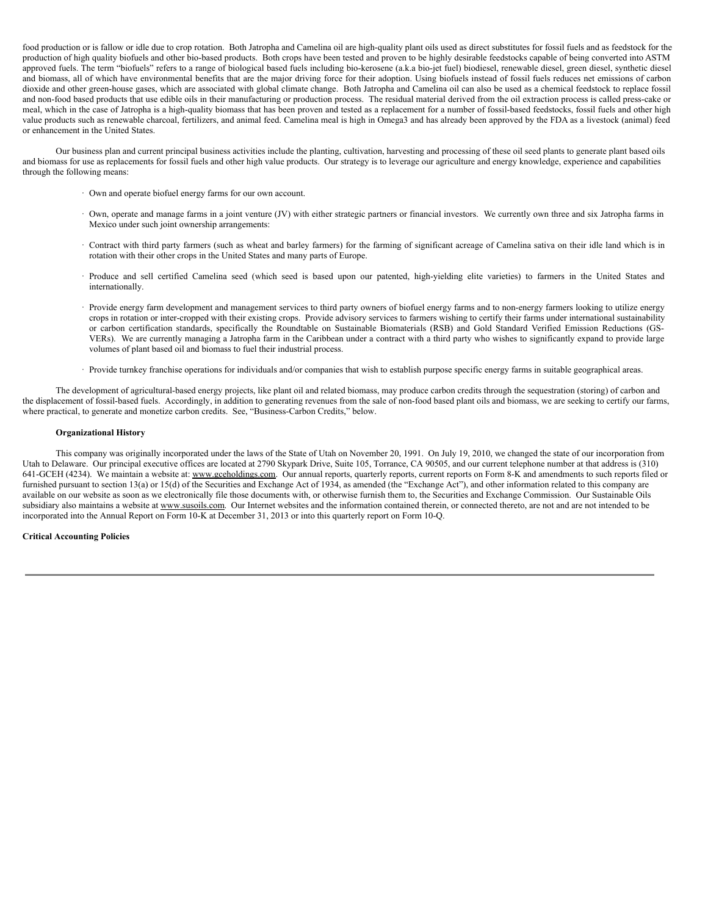food production or is fallow or idle due to crop rotation. Both Jatropha and Camelina oil are high-quality plant oils used as direct substitutes for fossil fuels and as feedstock for the production of high quality biofuels and other bio-based products. Both crops have been tested and proven to be highly desirable feedstocks capable of being converted into ASTM approved fuels. The term "biofuels" refers to a range of biological based fuels including bio-kerosene (a.k.a bio-jet fuel) biodiesel, renewable diesel, green diesel, synthetic diesel and biomass, all of which have environmental benefits that are the major driving force for their adoption. Using biofuels instead of fossil fuels reduces net emissions of carbon dioxide and other green-house gases, which are associated with global climate change. Both Jatropha and Camelina oil can also be used as a chemical feedstock to replace fossil and non-food based products that use edible oils in their manufacturing or production process. The residual material derived from the oil extraction process is called press-cake or meal, which in the case of Jatropha is a high-quality biomass that has been proven and tested as a replacement for a number of fossil-based feedstocks, fossil fuels and other high value products such as renewable charcoal, fertilizers, and animal feed. Camelina meal is high in Omega3 and has already been approved by the FDA as a livestock (animal) feed or enhancement in the United States.

Our business plan and current principal business activities include the planting, cultivation, harvesting and processing of these oil seed plants to generate plant based oils and biomass for use as replacements for fossil fuels and other high value products. Our strategy is to leverage our agriculture and energy knowledge, experience and capabilities through the following means:

- Own and operate biofuel energy farms for our own account.
- Own, operate and manage farms in a joint venture (JV) with either strategic partners or financial investors. We currently own three and six Jatropha farms in Mexico under such joint ownership arrangements:
- Contract with third party farmers (such as wheat and barley farmers) for the farming of significant acreage of Camelina sativa on their idle land which is in rotation with their other crops in the United States and many parts of Europe.
- Produce and sell certified Camelina seed (which seed is based upon our patented, high-yielding elite varieties) to farmers in the United States and internationally.
- Provide energy farm development and management services to third party owners of biofuel energy farms and to non-energy farmers looking to utilize energy crops in rotation or inter-cropped with their existing crops. Provide advisory services to farmers wishing to certify their farms under international sustainability or carbon certification standards, specifically the Roundtable on Sustainable Biomaterials (RSB) and Gold Standard Verified Emission Reductions (GS-VERs). We are currently managing a Jatropha farm in the Caribbean under a contract with a third party who wishes to significantly expand to provide large volumes of plant based oil and biomass to fuel their industrial process.
- Provide turnkey franchise operations for individuals and/or companies that wish to establish purpose specific energy farms in suitable geographical areas.

The development of agricultural-based energy projects, like plant oil and related biomass, may produce carbon credits through the sequestration (storing) of carbon and the displacement of fossil-based fuels. Accordingly, in addition to generating revenues from the sale of non-food based plant oils and biomass, we are seeking to certify our farms, where practical, to generate and monetize carbon credits. See, "Business-Carbon Credits," below.

**Organizational History**

This company was originally incorporated under the laws of the State of Utah on November 20, 1991. On July 19, 2010, we changed the state of our incorporation from Utah to Delaware. Our principal executive offices are located at 2790 Skypark Drive, Suite 105, Torrance, CA 90505, and our current telephone number at that address is (310) 641-GCEH (4234). We maintain a website at: www.gceholdings.com. Our annual reports, quarterly reports, current reports on Form 8-K and amendments to such reports filed or furnished pursuant to section 13(a) or 15(d) of the Securities and Exchange Act of 1934, as amended (the "Exchange Act"), and other information related to this company are available on our website as soon as we electronically file those documents with, or otherwise furnish them to, the Securities and Exchange Commission. Our Sustainable Oils subsidiary also maintains a website at www.susoils.com. Our Internet websites and the information contained therein, or connected thereto, are not and are not intended to be incorporated into the Annual Report on Form 10-K at December 31, 2013 or into this quarterly report on Form 10-Q.

**Critical Accounting Policies**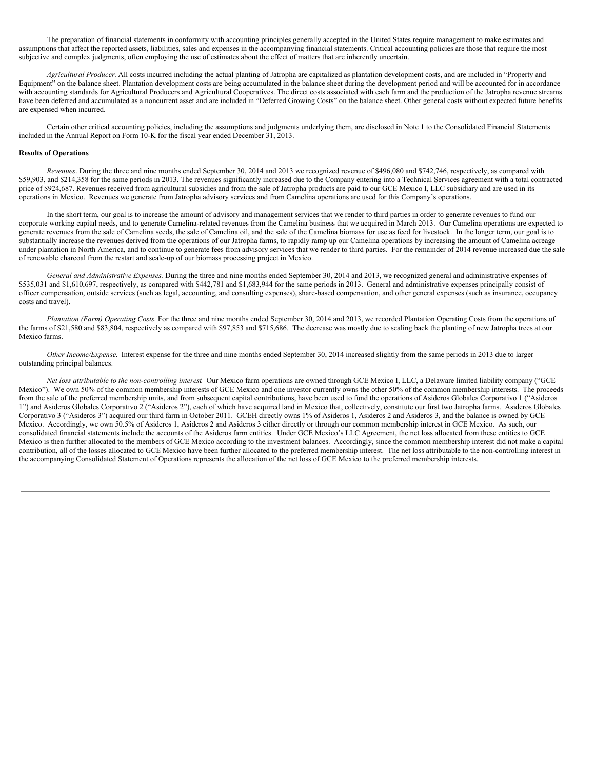The preparation of financial statements in conformity with accounting principles generally accepted in the United States require management to make estimates and assumptions that affect the reported assets, liabilities, sales and expenses in the accompanying financial statements. Critical accounting policies are those that require the most subjective and complex judgments, often employing the use of estimates about the effect of matters that are inherently uncertain.

*Agricultural Producer*. All costs incurred including the actual planting of Jatropha are capitalized as plantation development costs, and are included in "Property and Equipment" on the balance sheet. Plantation development costs are being accumulated in the balance sheet during the development period and will be accounted for in accordance with accounting standards for Agricultural Producers and Agricultural Cooperatives. The direct costs associated with each farm and the production of the Jatropha revenue streams have been deferred and accumulated as a noncurrent asset and are included in "Deferred Growing Costs" on the balance sheet. Other general costs without expected future benefits are expensed when incurred.

Certain other critical accounting policies, including the assumptions and judgments underlying them, are disclosed in Note 1 to the Consolidated Financial Statements included in the Annual Report on Form 10-K for the fiscal year ended December 31, 2013.

**Results of Operations**

*Revenues*. During the three and nine months ended September 30, 2014 and 2013 we recognized revenue of $496,080 and $742,746, respectively, as compared with $59,903, and $214,358 for the same periods in 2013. The revenues significantly increased due to the Company entering into a Technical Services agreement with a total contracted price of $924,687. Revenues received from agricultural subsidies and from the sale of Jatropha products are paid to our GCE Mexico I, LLC subsidiary and are used in its operations in Mexico. Revenues we generate from Jatropha advisory services and from Camelina operations are used for this Company's operations.

In the short term, our goal is to increase the amount of advisory and management services that we render to third parties in order to generate revenues to fund our corporate working capital needs, and to generate Camelina-related revenues from the Camelina business that we acquired in March 2013. Our Camelina operations are expected to generate revenues from the sale of Camelina seeds, the sale of Camelina oil, and the sale of the Camelina biomass for use as feed for livestock. In the longer term, our goal is to substantially increase the revenues derived from the operations of our Jatropha farms, to rapidly ramp up our Camelina operations by increasing the amount of Camelina acreage under plantation in North America, and to continue to generate fees from advisory services that we render to third parties. For the remainder of 2014 revenue increased due the sale of renewable charcoal from the restart and scale-up of our biomass processing project in Mexico.

*General and Administrative Expenses.* During the three and nine months ended September 30, 2014 and 2013, we recognized general and administrative expenses of $535,031 and $1,610,697, respectively, as compared with $442,781 and $1,683,944 for the same periods in 2013. General and administrative expenses principally consist of officer compensation, outside services (such as legal, accounting, and consulting expenses), share-based compensation, and other general expenses (such as insurance, occupancy costs and travel).

*Plantation (Farm) Operating Costs*. For the three and nine months ended September 30, 2014 and 2013, we recorded Plantation Operating Costs from the operations of the farms of $21,580 and $83,804, respectively as compared with $97,853 and $715,686. The decrease was mostly due to scaling back the planting of new Jatropha trees at our Mexico farms.

*Other Income/Expense.* Interest expense for the three and nine months ended September 30, 2014 increased slightly from the same periods in 2013 due to larger outstanding principal balances.

*Net loss attributable to the non-controlling interest.* Our Mexico farm operations are owned through GCE Mexico I, LLC, a Delaware limited liability company ("GCE Mexico"). We own 50% of the common membership interests of GCE Mexico and one investor currently owns the other 50% of the common membership interests. The proceeds from the sale of the preferred membership units, and from subsequent capital contributions, have been used to fund the operations of Asideros Globales Corporativo 1 ("Asideros 1") and Asideros Globales Corporativo 2 ("Asideros 2"), each of which have acquired land in Mexico that, collectively, constitute our first two Jatropha farms. Asideros Globales Corporativo 3 ("Asideros 3") acquired our third farm in October 2011. GCEH directly owns 1% of Asideros 1, Asideros 2 and Asideros 3, and the balance is owned by GCE Mexico. Accordingly, we own 50.5% of Asideros 1, Asideros 2 and Asideros 3 either directly or through our common membership interest in GCE Mexico. As such, our consolidated financial statements include the accounts of the Asideros farm entities. Under GCE Mexico's LLC Agreement, the net loss allocated from these entities to GCE Mexico is then further allocated to the members of GCE Mexico according to the investment balances. Accordingly, since the common membership interest did not make a capital contribution, all of the losses allocated to GCE Mexico have been further allocated to the preferred membership interest. The net loss attributable to the non-controlling interest in the accompanying Consolidated Statement of Operations represents the allocation of the net loss of GCE Mexico to the preferred membership interests.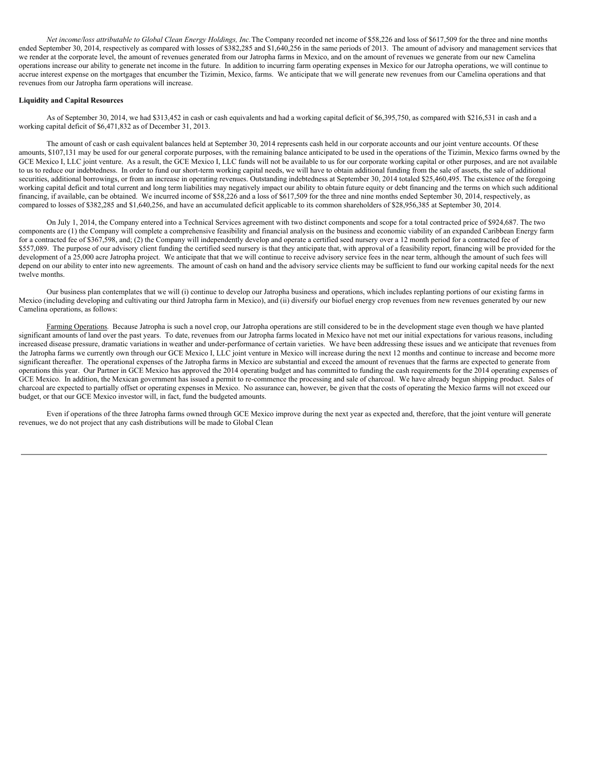*Net income/loss attributable to Global Clean Energy Holdings, Inc.* The Company recorded net income of $58,226 and loss of $617,509 for the three and nine months ended September 30, 2014, respectively as compared with losses of $382,285 and $1,640,256 in the same periods of 2013. The amount of advisory and management services that we render at the corporate level, the amount of revenues generated from our Jatropha farms in Mexico, and on the amount of revenues we generate from our new Camelina operations increase our ability to generate net income in the future. In addition to incurring farm operating expenses in Mexico for our Jatropha operations, we will continue to accrue interest expense on the mortgages that encumber the Tizimin, Mexico, farms. We anticipate that we will generate new revenues from our Camelina operations and that revenues from our Jatropha farm operations will increase.

**Liquidity and Capital Resources**

As of September 30, 2014, we had $313,452 in cash or cash equivalents and had a working capital deficit of $6,395,750, as compared with $216,531 in cash and a working capital deficit of $6,471,832 as of December 31, 2013.

The amount of cash or cash equivalent balances held at September 30, 2014 represents cash held in our corporate accounts and our joint venture accounts. Of these amounts, $107,131 may be used for our general corporate purposes, with the remaining balance anticipated to be used in the operations of the Tizimin, Mexico farms owned by the GCE Mexico I, LLC joint venture. As a result, the GCE Mexico I, LLC funds will not be available to us for our corporate working capital or other purposes, and are not available to us to reduce our indebtedness. In order to fund our short-term working capital needs, we will have to obtain additional funding from the sale of assets, the sale of additional securities, additional borrowings, or from an increase in operating revenues. Outstanding indebtedness at September 30, 2014 totaled $25,460,495. The existence of the foregoing working capital deficit and total current and long term liabilities may negatively impact our ability to obtain future equity or debt financing and the terms on which such additional financing, if available, can be obtained. We incurred income of $58,226 and a loss of $617,509 for the three and nine months ended September 30, 2014, respectively, as compared to losses of $382,285 and $1,640,256, and have an accumulated deficit applicable to its common shareholders of $28,956,385 at September 30, 2014.

On July 1, 2014, the Company entered into a Technical Services agreement with two distinct components and scope for a total contracted price of $924,687. The two components are (1) the Company will complete a comprehensive feasibility and financial analysis on the business and economic viability of an expanded Caribbean Energy farm for a contracted fee of $367,598, and; (2) the Company will independently develop and operate a certified seed nursery over a 12 month period for a contracted fee of $557,089. The purpose of our advisory client funding the certified seed nursery is that they anticipate that, with approval of a feasibility report, financing will be provided for the development of a 25,000 acre Jatropha project. We anticipate that that we will continue to receive advisory service fees in the near term, although the amount of such fees will depend on our ability to enter into new agreements. The amount of cash on hand and the advisory service clients may be sufficient to fund our working capital needs for the next twelve months.

Our business plan contemplates that we will (i) continue to develop our Jatropha business and operations, which includes replanting portions of our existing farms in Mexico (including developing and cultivating our third Jatropha farm in Mexico), and (ii) diversify our biofuel energy crop revenues from new revenues generated by our new Camelina operations, as follows:

Farming Operations. Because Jatropha is such a novel crop, our Jatropha operations are still considered to be in the development stage even though we have planted significant amounts of land over the past years. To date, revenues from our Jatropha farms located in Mexico have not met our initial expectations for various reasons, including increased disease pressure, dramatic variations in weather and under-performance of certain varieties. We have been addressing these issues and we anticipate that revenues from the Jatropha farms we currently own through our GCE Mexico I, LLC joint venture in Mexico will increase during the next 12 months and continue to increase and become more significant thereafter. The operational expenses of the Jatropha farms in Mexico are substantial and exceed the amount of revenues that the farms are expected to generate from operations this year. Our Partner in GCE Mexico has approved the 2014 operating budget and has committed to funding the cash requirements for the 2014 operating expenses of GCE Mexico. In addition, the Mexican government has issued a permit to re-commence the processing and sale of charcoal. We have already begun shipping product. Sales of charcoal are expected to partially offset or operating expenses in Mexico. No assurance can, however, be given that the costs of operating the Mexico farms will not exceed our budget, or that our GCE Mexico investor will, in fact, fund the budgeted amounts.

Even if operations of the three Jatropha farms owned through GCE Mexico improve during the next year as expected and, therefore, that the joint venture will generate revenues, we do not project that any cash distributions will be made to Global Clean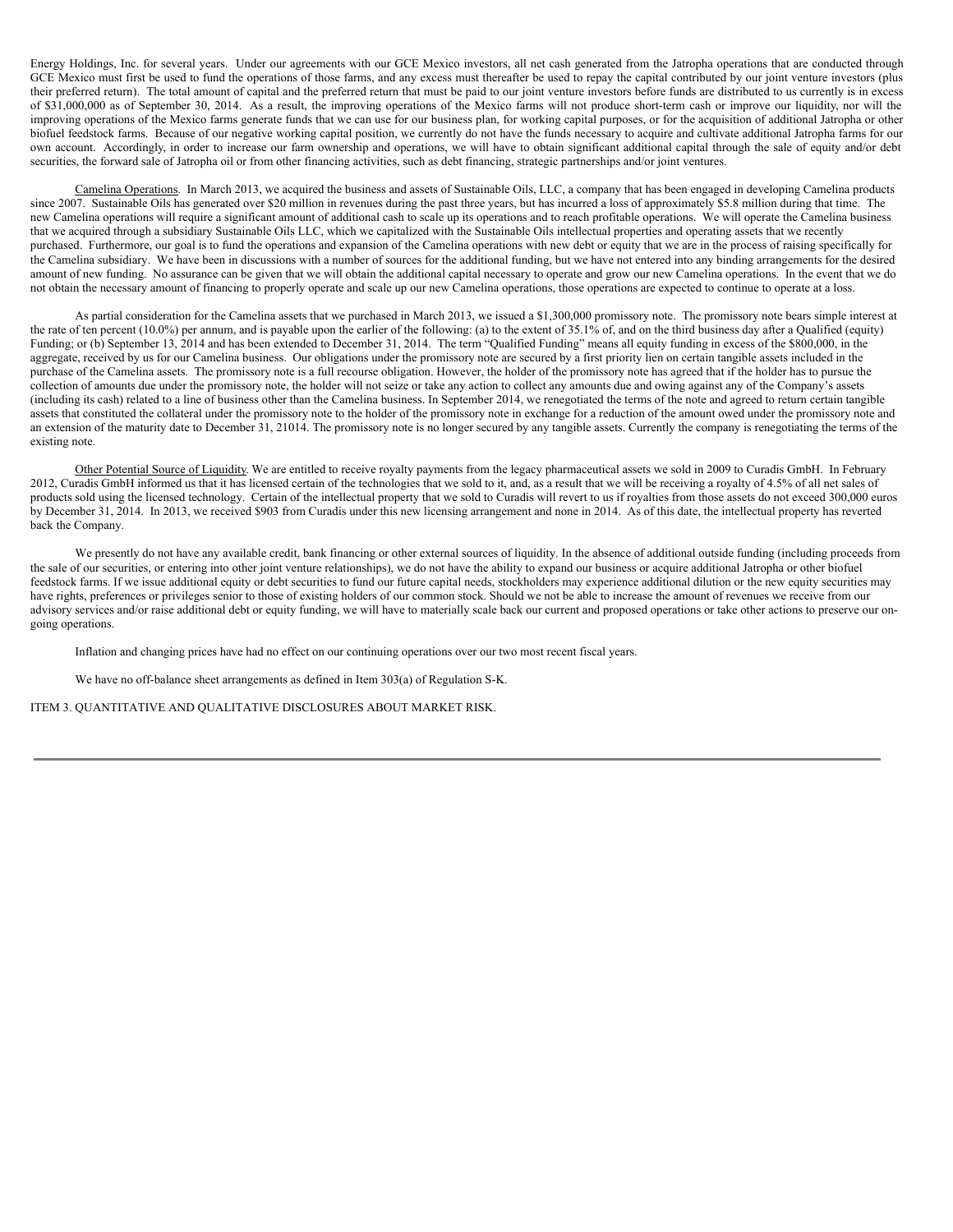Energy Holdings, Inc. for several years. Under our agreements with our GCE Mexico investors, all net cash generated from the Jatropha operations that are conducted through GCE Mexico must first be used to fund the operations of those farms, and any excess must thereafter be used to repay the capital contributed by our joint venture investors (plus their preferred return). The total amount of capital and the preferred return that must be paid to our joint venture investors before funds are distributed to us currently is in excess of $31,000,000 as of September 30, 2014. As a result, the improving operations of the Mexico farms will not produce short-term cash or improve our liquidity, nor will the improving operations of the Mexico farms generate funds that we can use for our business plan, for working capital purposes, or for the acquisition of additional Jatropha or other biofuel feedstock farms. Because of our negative working capital position, we currently do not have the funds necessary to acquire and cultivate additional Jatropha farms for our own account. Accordingly, in order to increase our farm ownership and operations, we will have to obtain significant additional capital through the sale of equity and/or debt securities, the forward sale of Jatropha oil or from other financing activities, such as debt financing, strategic partnerships and/or joint ventures.

Camelina Operations. In March 2013, we acquired the business and assets of Sustainable Oils, LLC, a company that has been engaged in developing Camelina products since 2007. Sustainable Oils has generated over $20 million in revenues during the past three years, but has incurred a loss of approximately $5.8 million during that time. The new Camelina operations will require a significant amount of additional cash to scale up its operations and to reach profitable operations. We will operate the Camelina business that we acquired through a subsidiary Sustainable Oils LLC, which we capitalized with the Sustainable Oils intellectual properties and operating assets that we recently purchased. Furthermore, our goal is to fund the operations and expansion of the Camelina operations with new debt or equity that we are in the process of raising specifically for the Camelina subsidiary. We have been in discussions with a number of sources for the additional funding, but we have not entered into any binding arrangements for the desired amount of new funding. No assurance can be given that we will obtain the additional capital necessary to operate and grow our new Camelina operations. In the event that we do not obtain the necessary amount of financing to properly operate and scale up our new Camelina operations, those operations are expected to continue to operate at a loss.

As partial consideration for the Camelina assets that we purchased in March 2013, we issued a $1,300,000 promissory note. The promissory note bears simple interest at the rate of ten percent (10.0%) per annum, and is payable upon the earlier of the following: (a) to the extent of 35.1% of, and on the third business day after a Qualified (equity) Funding; or (b) September 13, 2014 and has been extended to December 31, 2014. The term "Qualified Funding" means all equity funding in excess of the $800,000, in the aggregate, received by us for our Camelina business. Our obligations under the promissory note are secured by a first priority lien on certain tangible assets included in the purchase of the Camelina assets. The promissory note is a full recourse obligation. However, the holder of the promissory note has agreed that if the holder has to pursue the collection of amounts due under the promissory note, the holder will not seize or take any action to collect any amounts due and owing against any of the Company's assets (including its cash) related to a line of business other than the Camelina business. In September 2014, we renegotiated the terms of the note and agreed to return certain tangible assets that constituted the collateral under the promissory note to the holder of the promissory note in exchange for a reduction of the amount owed under the promissory note and an extension of the maturity date to December 31, 21014. The promissory note is no longer secured by any tangible assets. Currently the company is renegotiating the terms of the existing note.

Other Potential Source of Liquidity. We are entitled to receive royalty payments from the legacy pharmaceutical assets we sold in 2009 to Curadis GmbH. In February 2012, Curadis GmbH informed us that it has licensed certain of the technologies that we sold to it, and, as a result that we will be receiving a royalty of 4.5% of all net sales of products sold using the licensed technology. Certain of the intellectual property that we sold to Curadis will revert to us if royalties from those assets do not exceed 300,000 euros by December 31, 2014. In 2013, we received $903 from Curadis under this new licensing arrangement and none in 2014. As of this date, the intellectual property has reverted back the Company.

We presently do not have any available credit, bank financing or other external sources of liquidity. In the absence of additional outside funding (including proceeds from the sale of our securities, or entering into other joint venture relationships), we do not have the ability to expand our business or acquire additional Jatropha or other biofuel feedstock farms. If we issue additional equity or debt securities to fund our future capital needs, stockholders may experience additional dilution or the new equity securities may have rights, preferences or privileges senior to those of existing holders of our common stock. Should we not be able to increase the amount of revenues we receive from our advisory services and/or raise additional debt or equity funding, we will have to materially scale back our current and proposed operations or take other actions to preserve our on-going operations.

Inflation and changing prices have had no effect on our continuing operations over our two most recent fiscal years.

We have no off-balance sheet arrangements as defined in Item 303(a) of Regulation S-K.

## ITEM 3. QUANTITATIVE AND QUALITATIVE DISCLOSURES ABOUT MARKET RISK.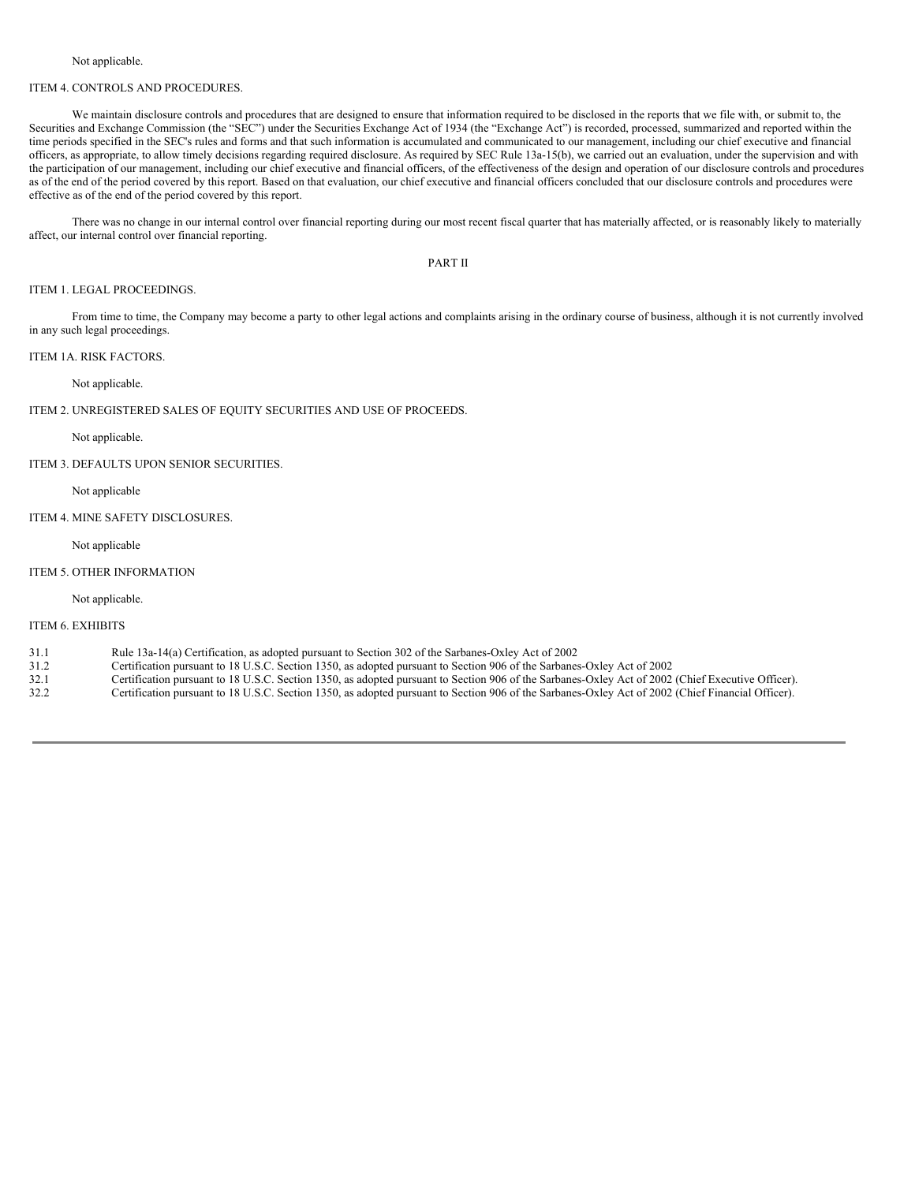Not applicable.

## ITEM 4. CONTROLS AND PROCEDURES.

We maintain disclosure controls and procedures that are designed to ensure that information required to be disclosed in the reports that we file with, or submit to, the Securities and Exchange Commission (the "SEC") under the Securities Exchange Act of 1934 (the "Exchange Act") is recorded, processed, summarized and reported within the time periods specified in the SEC's rules and forms and that such information is accumulated and communicated to our management, including our chief executive and financial officers, as appropriate, to allow timely decisions regarding required disclosure. As required by SEC Rule 13a-15(b), we carried out an evaluation, under the supervision and with the participation of our management, including our chief executive and financial officers, of the effectiveness of the design and operation of our disclosure controls and procedures as of the end of the period covered by this report. Based on that evaluation, our chief executive and financial officers concluded that our disclosure controls and procedures were effective as of the end of the period covered by this report.

There was no change in our internal control over financial reporting during our most recent fiscal quarter that has materially affected, or is reasonably likely to materially affect, our internal control over financial reporting.

# PART II

## ITEM 1. LEGAL PROCEEDINGS.

From time to time, the Company may become a party to other legal actions and complaints arising in the ordinary course of business, although it is not currently involved in any such legal proceedings.

## ITEM 1A. RISK FACTORS.

Not applicable.

## ITEM 2. UNREGISTERED SALES OF EQUITY SECURITIES AND USE OF PROCEEDS.

Not applicable.

## ITEM 3. DEFAULTS UPON SENIOR SECURITIES.

Not applicable

## ITEM 4. MINE SAFETY DISCLOSURES.

Not applicable

## ITEM 5. OTHER INFORMATION

Not applicable.

## ITEM 6. EXHIBITS

| | |
|---|---|
| 31.1 | Rule 13a-14(a) Certification, as adopted pursuant to Section 302 of the Sarbanes-Oxley Act of 2002 |
| 31.2 | Certification pursuant to 18 U.S.C. Section 1350, as adopted pursuant to Section 906 of the Sarbanes-Oxley Act of 2002 |
| 32.1 | Certification pursuant to 18 U.S.C. Section 1350, as adopted pursuant to Section 906 of the Sarbanes-Oxley Act of 2002 (Chief Executive Officer). |
| 32.2 | Certification pursuant to 18 U.S.C. Section 1350, as adopted pursuant to Section 906 of the Sarbanes-Oxley Act of 2002 (Chief Financial Officer). |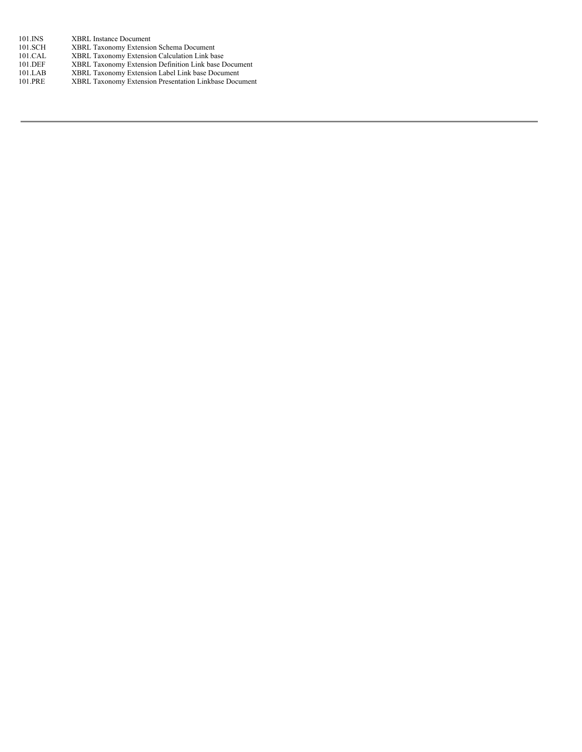| | |
|---|---|
| 101.INS | XBRL Instance Document |
| 101.SCH | XBRL Taxonomy Extension Schema Document |
| 101.CAL | XBRL Taxonomy Extension Calculation Link base |
| 101.DEF | XBRL Taxonomy Extension Definition Link base Document |
| 101.LAB | XBRL Taxonomy Extension Label Link base Document |
| 101.PRE | XBRL Taxonomy Extension Presentation Linkbase Document |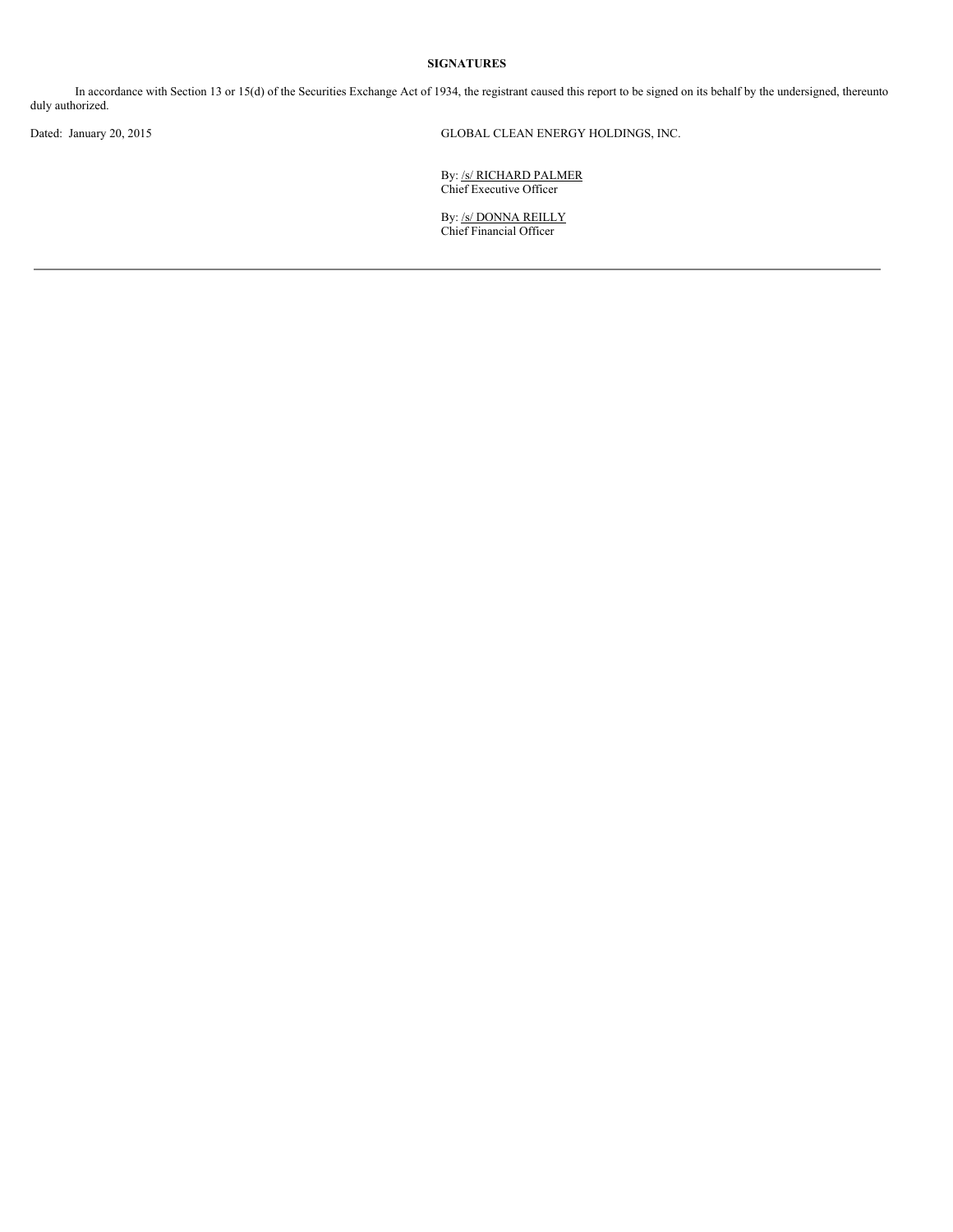**SIGNATURES**

In accordance with Section 13 or 15(d) of the Securities Exchange Act of 1934, the registrant caused this report to be signed on its behalf by the undersigned, thereunto duly authorized.

Dated: January 20, 2015

GLOBAL CLEAN ENERGY HOLDINGS, INC.

By: /s/ RICHARD PALMER
Chief Executive Officer

By: /s/ DONNA REILLY
Chief Financial Officer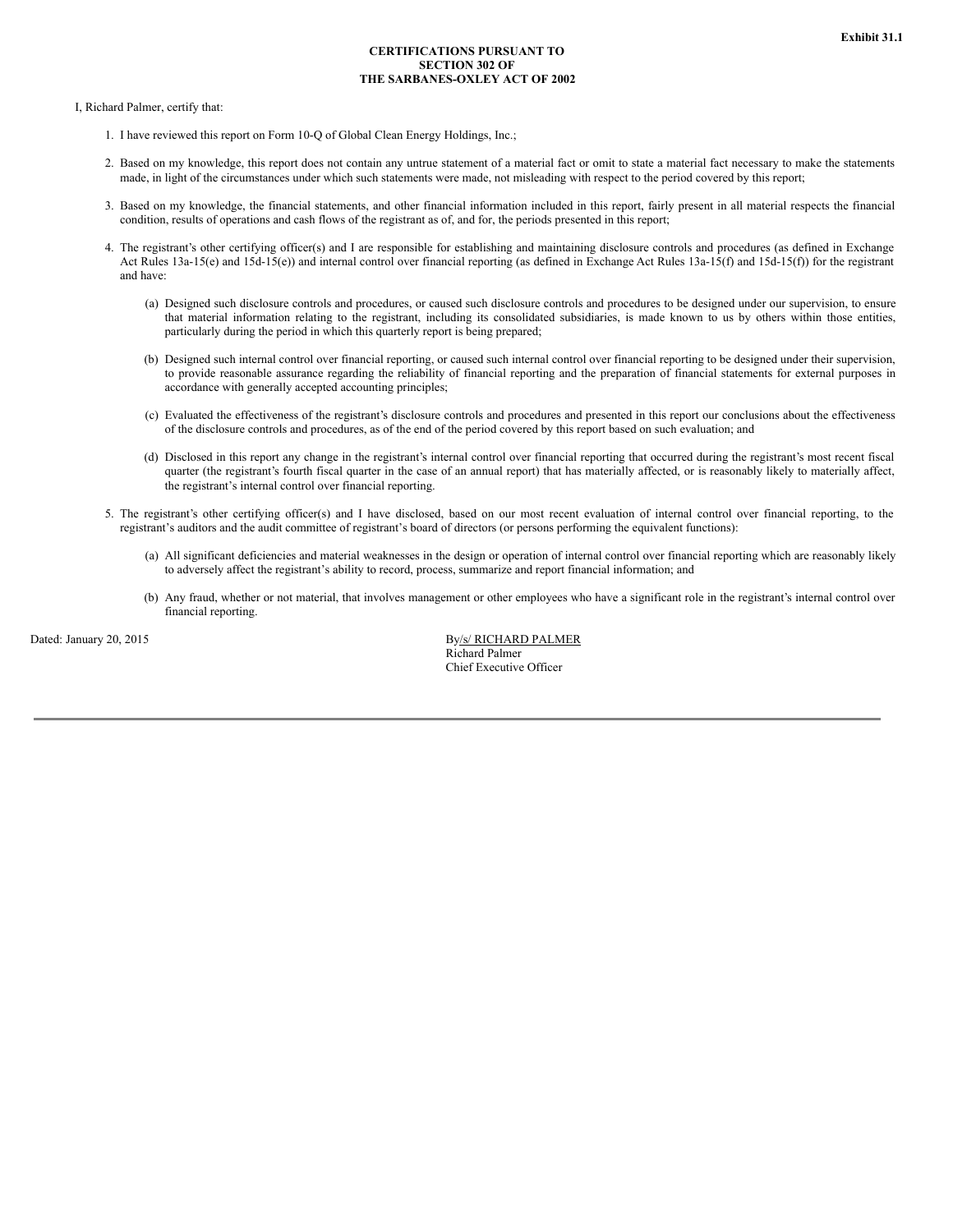Exhibit 31.1

**CERTIFICATIONS PURSUANT TO
SECTION 302 OF
THE SARBANES-OXLEY ACT OF 2002**

I, Richard Palmer, certify that:

1. I have reviewed this report on Form 10-Q of Global Clean Energy Holdings, Inc.;

2. Based on my knowledge, this report does not contain any untrue statement of a material fact or omit to state a material fact necessary to make the statements made, in light of the circumstances under which such statements were made, not misleading with respect to the period covered by this report;

3. Based on my knowledge, the financial statements, and other financial information included in this report, fairly present in all material respects the financial condition, results of operations and cash flows of the registrant as of, and for, the periods presented in this report;

4. The registrant's other certifying officer(s) and I are responsible for establishing and maintaining disclosure controls and procedures (as defined in Exchange Act Rules 13a-15(e) and 15d-15(e)) and internal control over financial reporting (as defined in Exchange Act Rules 13a-15(f) and 15d-15(f)) for the registrant and have:

   (a) Designed such disclosure controls and procedures, or caused such disclosure controls and procedures to be designed under our supervision, to ensure that material information relating to the registrant, including its consolidated subsidiaries, is made known to us by others within those entities, particularly during the period in which this quarterly report is being prepared;

   (b) Designed such internal control over financial reporting, or caused such internal control over financial reporting to be designed under their supervision, to provide reasonable assurance regarding the reliability of financial reporting and the preparation of financial statements for external purposes in accordance with generally accepted accounting principles;

   (c) Evaluated the effectiveness of the registrant's disclosure controls and procedures and presented in this report our conclusions about the effectiveness of the disclosure controls and procedures, as of the end of the period covered by this report based on such evaluation; and

   (d) Disclosed in this report any change in the registrant's internal control over financial reporting that occurred during the registrant's most recent fiscal quarter (the registrant's fourth fiscal quarter in the case of an annual report) that has materially affected, or is reasonably likely to materially affect, the registrant's internal control over financial reporting.

5. The registrant's other certifying officer(s) and I have disclosed, based on our most recent evaluation of internal control over financial reporting, to the registrant's auditors and the audit committee of registrant's board of directors (or persons performing the equivalent functions):

   (a) All significant deficiencies and material weaknesses in the design or operation of internal control over financial reporting which are reasonably likely to adversely affect the registrant's ability to record, process, summarize and report financial information; and

   (b) Any fraud, whether or not material, that involves management or other employees who have a significant role in the registrant's internal control over financial reporting.

Dated: January 20, 2015

By/s/ RICHARD PALMER
Richard Palmer
Chief Executive Officer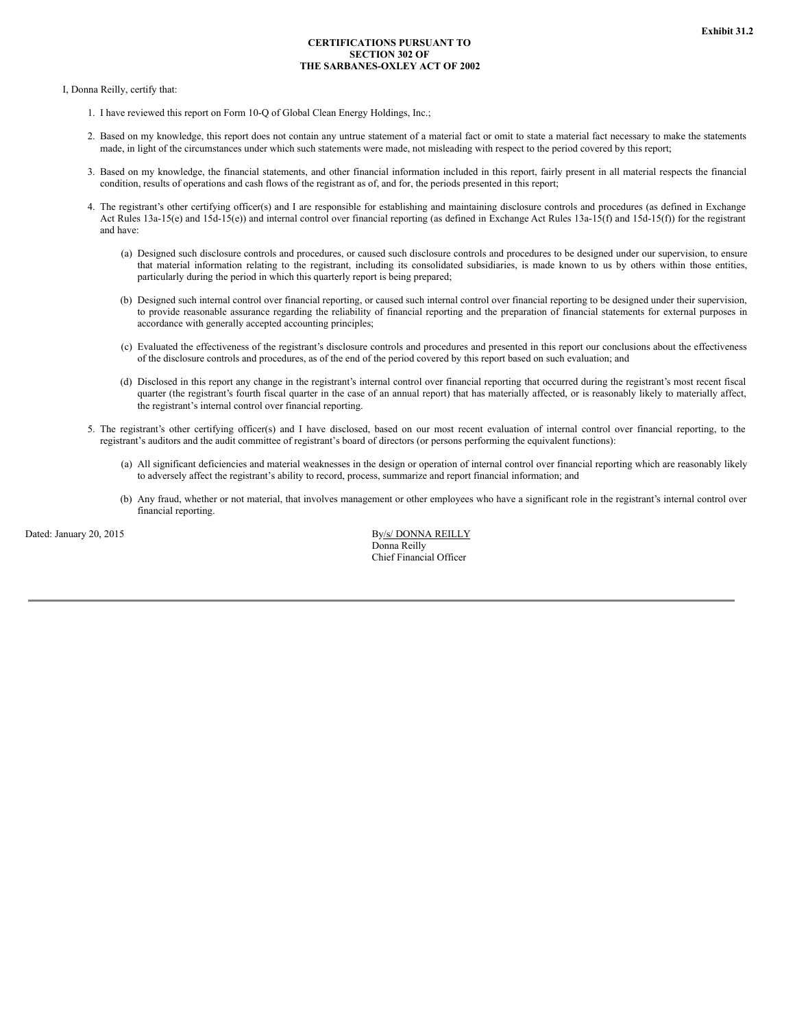Exhibit 31.2

**CERTIFICATIONS PURSUANT TO**
**SECTION 302 OF**
**THE SARBANES-OXLEY ACT OF 2002**

I, Donna Reilly, certify that:

1. I have reviewed this report on Form 10-Q of Global Clean Energy Holdings, Inc.;

2. Based on my knowledge, this report does not contain any untrue statement of a material fact or omit to state a material fact necessary to make the statements made, in light of the circumstances under which such statements were made, not misleading with respect to the period covered by this report;

3. Based on my knowledge, the financial statements, and other financial information included in this report, fairly present in all material respects the financial condition, results of operations and cash flows of the registrant as of, and for, the periods presented in this report;

4. The registrant's other certifying officer(s) and I are responsible for establishing and maintaining disclosure controls and procedures (as defined in Exchange Act Rules 13a-15(e) and 15d-15(e)) and internal control over financial reporting (as defined in Exchange Act Rules 13a-15(f) and 15d-15(f)) for the registrant and have:

   (a) Designed such disclosure controls and procedures, or caused such disclosure controls and procedures to be designed under our supervision, to ensure that material information relating to the registrant, including its consolidated subsidiaries, is made known to us by others within those entities, particularly during the period in which this quarterly report is being prepared;

   (b) Designed such internal control over financial reporting, or caused such internal control over financial reporting to be designed under their supervision, to provide reasonable assurance regarding the reliability of financial reporting and the preparation of financial statements for external purposes in accordance with generally accepted accounting principles;

   (c) Evaluated the effectiveness of the registrant's disclosure controls and procedures and presented in this report our conclusions about the effectiveness of the disclosure controls and procedures, as of the end of the period covered by this report based on such evaluation; and

   (d) Disclosed in this report any change in the registrant's internal control over financial reporting that occurred during the registrant's most recent fiscal quarter (the registrant's fourth fiscal quarter in the case of an annual report) that has materially affected, or is reasonably likely to materially affect, the registrant's internal control over financial reporting.

5. The registrant's other certifying officer(s) and I have disclosed, based on our most recent evaluation of internal control over financial reporting, to the registrant's auditors and the audit committee of registrant's board of directors (or persons performing the equivalent functions):

   (a) All significant deficiencies and material weaknesses in the design or operation of internal control over financial reporting which are reasonably likely to adversely affect the registrant's ability to record, process, summarize and report financial information; and

   (b) Any fraud, whether or not material, that involves management or other employees who have a significant role in the registrant's internal control over financial reporting.

Dated: January 20, 2015

By/s/ DONNA REILLY
Donna Reilly
Chief Financial Officer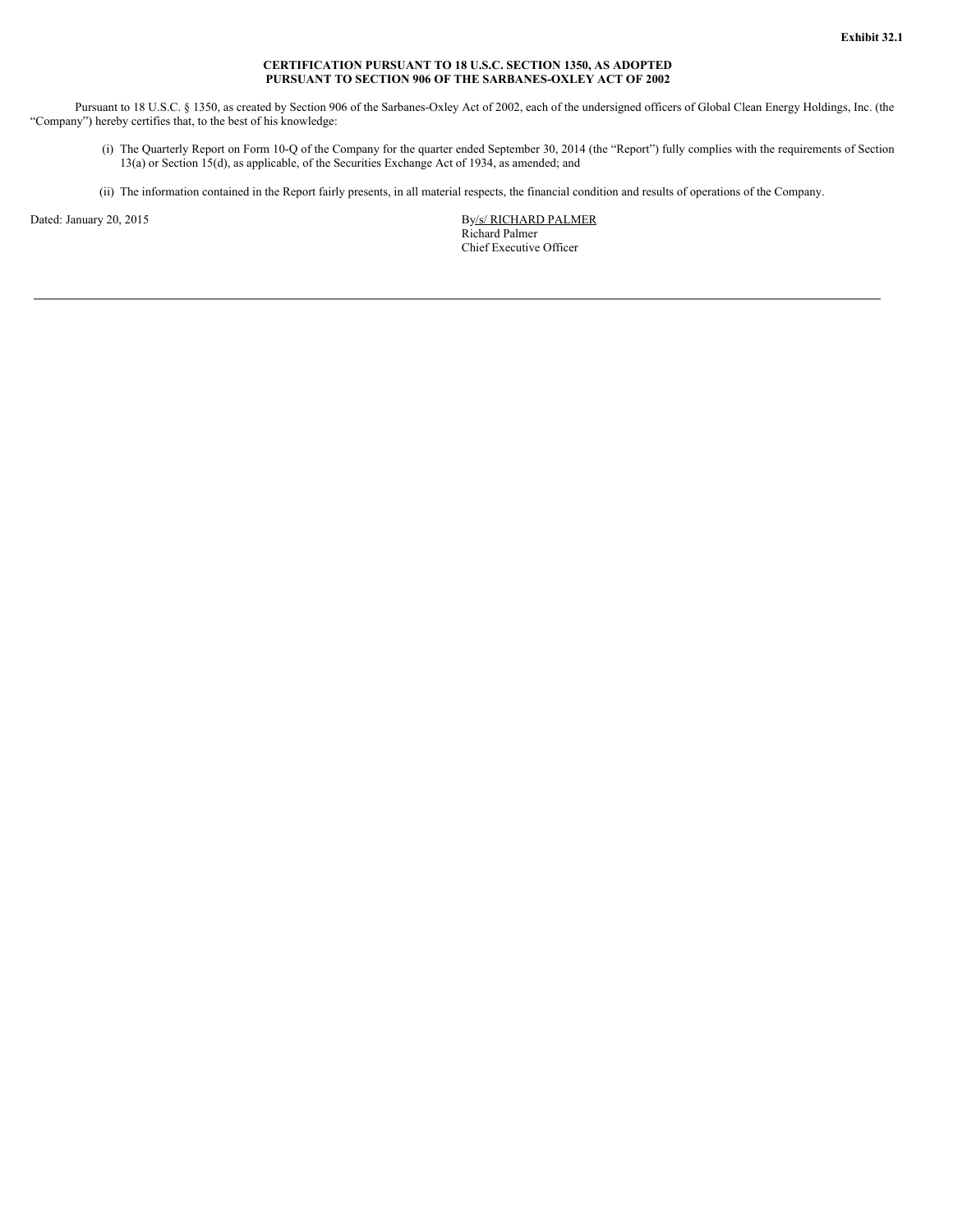**Exhibit 32.1**

**CERTIFICATION PURSUANT TO 18 U.S.C. SECTION 1350, AS ADOPTED PURSUANT TO SECTION 906 OF THE SARBANES-OXLEY ACT OF 2002**

Pursuant to 18 U.S.C. § 1350, as created by Section 906 of the Sarbanes-Oxley Act of 2002, each of the undersigned officers of Global Clean Energy Holdings, Inc. (the "Company") hereby certifies that, to the best of his knowledge:

(i) The Quarterly Report on Form 10-Q of the Company for the quarter ended September 30, 2014 (the "Report") fully complies with the requirements of Section 13(a) or Section 15(d), as applicable, of the Securities Exchange Act of 1934, as amended; and

(ii) The information contained in the Report fairly presents, in all material respects, the financial condition and results of operations of the Company.

Dated: January 20, 2015

By/s/ RICHARD PALMER
Richard Palmer
Chief Executive Officer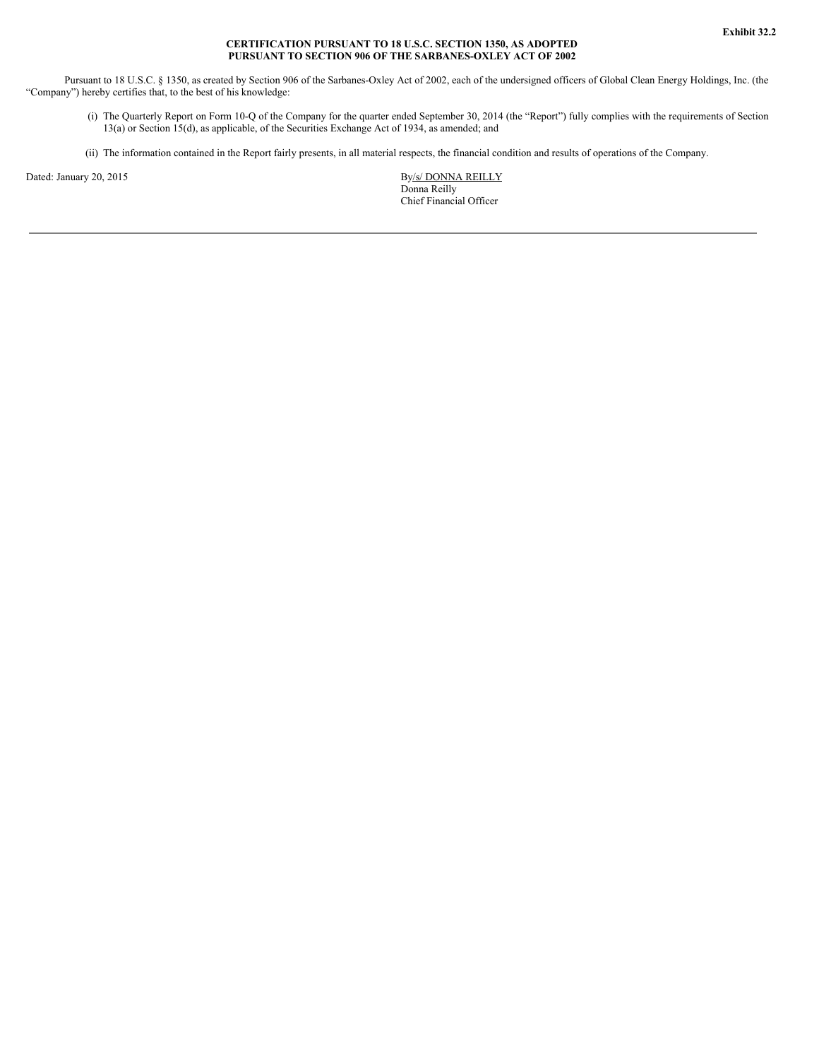Exhibit 32.2

**CERTIFICATION PURSUANT TO 18 U.S.C. SECTION 1350, AS ADOPTED PURSUANT TO SECTION 906 OF THE SARBANES-OXLEY ACT OF 2002**

Pursuant to 18 U.S.C. § 1350, as created by Section 906 of the Sarbanes-Oxley Act of 2002, each of the undersigned officers of Global Clean Energy Holdings, Inc. (the "Company") hereby certifies that, to the best of his knowledge:

(i) The Quarterly Report on Form 10-Q of the Company for the quarter ended September 30, 2014 (the "Report") fully complies with the requirements of Section 13(a) or Section 15(d), as applicable, of the Securities Exchange Act of 1934, as amended; and

(ii) The information contained in the Report fairly presents, in all material respects, the financial condition and results of operations of the Company.

Dated: January 20, 2015

By/s/ DONNA REILLY
Donna Reilly
Chief Financial Officer